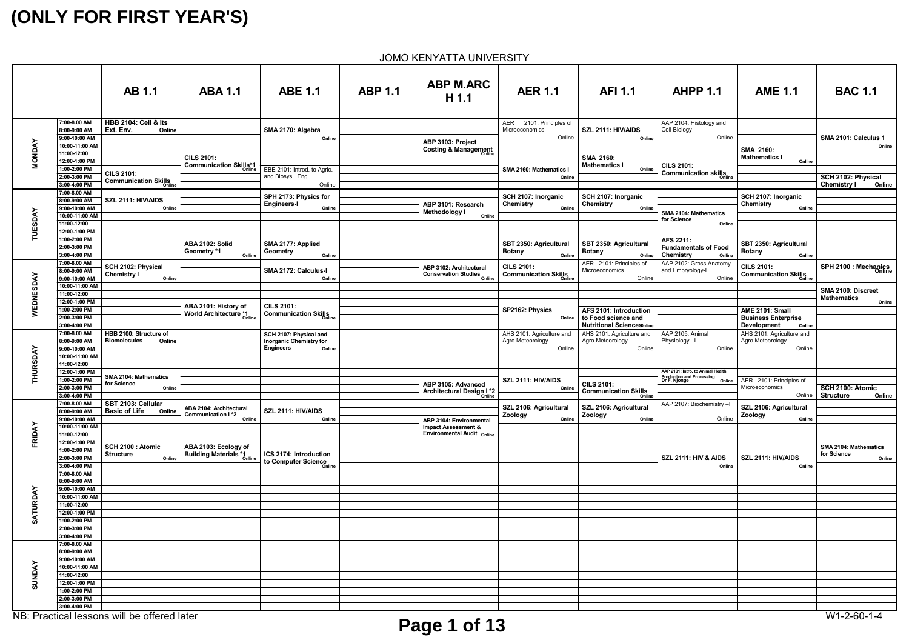# (ONLY FOR FIRST YEAR'S)

JOMO KENYATTA UNIVERSITY

| | | AB 1.1 | ABA 1.1 | ABE 1.1 | ABP 1.1 | ABP M.ARCH 1.1 | AER 1.1 | AFI 1.1 | AHPP 1.1 | AME 1.1 | BAC 1.1 |
|---|---|---|---|---|---|---|---|---|---|---|---|
| MONDAY | 7:00-8.00 AM | HBB 2104: Cell & Its Ext. Env. Online | | | | | AER 2101: Principles of Microeconomics Online | | AAP 2104: Histology and Cell Biology Online | | |
| | 8:00-9:00 AM | | | SMA 2170: Algebra Online | | | | SZL 2111: HIV/AIDS Online | | | |
| | 9:00-10:00 AM | | | | | ABP 3103: Project Costing & Management Online | | | | | SMA 2101: Calculus 1 Online |
| | 10:00-11:00 AM | | | | | | | | | SMA 2160: Mathematics I Online | |
| | 11:00-12:00 | | | | | | | | | | |
| | 12:00-1:00 PM | | CILS 2101: Communication Skills*1 Online | | | | | SMA 2160: Mathematics I Online | | | |
| | 1:00-2:00 PM | | | EBE 2101: Introd. to Agric. and Biosys. Eng. Online | | | SMA 2160: Mathematics I Online | | CILS 2101: Communication skills Online | | |
| | 2:00-3:00 PM | CILS 2101: Communication Skills Online | | | | | | | | | SCH 2102: Physical Chemistry I Online |
| | 3:00-4:00 PM | | | | | | | | | | |
| TUESDAY | 7:00-8.00 AM | | | SPH 2173: Physics for Engineers-I Online | | | | | | | |
| | 8:00-9:00 AM | SZL 2111: HIV/AIDS Online | | | | ABP 3101: Research Methodology I Online | SCH 2107: Inorganic Chemistry Online | SCH 2107: Inorganic Chemistry Online | | SCH 2107: Inorganic Chemistry Online | |
| | 9:00-10:00 AM | | | | | | | | | | |
| | 10:00-11:00 AM | | | | | | | | SMA 2104: Mathematics for Science Online | | |
| | 11:00-12:00 | | | | | | | | | | |
| | 12:00-1:00 PM | | | | | | | | | | |
| | 1:00-2:00 PM | | ABA 2102: Solid Geometry *1 Online | SMA 2177: Applied Geometry Online | | | | | AFS 2211: Fundamentals of Food Chemistry Online | | |
| | 2:00-3:00 PM | | | | | | SBT 2350: Agricultural Botany Online | SBT 2350: Agricultural Botany Online | | SBT 2350: Agricultural Botany Online | |
| | 3:00-4:00 PM | | | | | | | | | | |
| WEDNESDAY | 7:00-8.00 AM | | | | | | | AER 2101: Principles of Microeconomics Online | AAP 2102: Gross Anatomy and Embryology-I Online | | |
| | 8:00-9:00 AM | SCH 2102: Physical Chemistry I Online | | SMA 2172: Calculus-I Online | | ABP 3102: Architectural Conservation Studies Online | CILS 2101: Communication Skills Online | | | CILS 2101: Communication Skills Online | SPH 2100 : Mechanics Online |
| | 9:00-10:00 AM | | | | | | | | | | |
| | 10:00-11:00 AM | | | | | | | | | | |
| | 11:00-12:00 | | | | | | | | | | SMA 2100: Discreet Mathematics Online |
| | 12:00-1:00 PM | | | | | | | | | | |
| | 1:00-2:00 PM | | ABA 2101: History of World Architecture *1 Online | CILS 2101: Communication Skills Online | | | SP2162: Physics Online | AFS 2101: Introduction to Food science and Nutritional Sciences Online | | AME 2101: Small Business Enterprise Development Online | |
| | 2:00-3:00 PM | | | | | | | | | | |
| | 3:00-4:00 PM | | | | | | | | | | |
| THURSDAY | 7:00-8.00 AM | HBB 2100: Structure of Biomolecules Online | | SCH 2107: Physical and Inorganic Chemistry for Engineers Online | | | AHS 2101: Agriculture and Agro Meteorology Online | AHS 2101: Agriculture and Agro Meteorology Online | AAP 2105: Animal Physiology –I Online | AHS 2101: Agriculture and Agro Meteorology Online | |
| | 8:00-9:00 AM | | | | | | | | | | |
| | 9:00-10:00 AM | | | | | | | | | | |
| | 10:00-11:00 AM | | | | | | | | | | |
| | 11:00-12:00 | | | | | | | | | | |
| | 12:00-1:00 PM | | | | | | | | AAP 2101: Intro. to Animal Health, Production and Processing Dr F. Njonge Online | | |
| | 1:00-2:00 PM | SMA 2104: Mathematics for Science Online | | | | | SZL 2111: HIV/AIDS Online | | | AER 2101: Principles of Microeconomics Online | |
| | 2:00-3:00 PM | | | | | ABP 3105: Advanced Architectural Design I *2 Online | | CILS 2101: Communication Skills Online | | | SCH 2100: Atomic Structure Online |
| | 3:00-4:00 PM | | | | | | | | | | |
| FRIDAY | 7:00-8.00 AM | SBT 2103: Cellular Basic of Life Online | | | | | | | AAP 2107: Biochemistry –I Online | | |
| | 8:00-9:00 AM | | ABA 2104: Architectural Communication I *2 Online | SZL 2111: HIV/AIDS Online | | | SZL 2106: Agricultural Zoology Online | SZL 2106: Agricultural Zoology Online | | SZL 2106: Agricultural Zoology Online | |
| | 9:00-10:00 AM | | | | | ABP 3104: Environmental Impact Assessment & Environmental Audit Online | | | | | |
| | 10:00-11:00 AM | | | | | | | | | | |
| | 11:00-12:00 | | | | | | | | | | |
| | 12:00-1:00 PM | | | | | | | | | | |
| | 1:00-2:00 PM | SCH 2100 : Atomic Structure Online | ABA 2103: Ecology of Building Materials *1 Online | | | | | | | | SMA 2104: Mathematics for Science Online |
| | 2:00-3:00 PM | | | ICS 2174: Introduction to Computer Science Online | | | | | SZL 2111: HIV & AIDS Online | SZL 2111: HIV/AIDS Online | |
| | 3:00-4:00 PM | | | | | | | | | | |
| SATURDAY | 7:00-8.00 AM | | | | | | | | | | |
| | 8:00-9:00 AM | | | | | | | | | | |
| | 9:00-10:00 AM | | | | | | | | | | |
| | 10:00-11:00 AM | | | | | | | | | | |
| | 11:00-12:00 | | | | | | | | | | |
| | 12:00-1:00 PM | | | | | | | | | | |
| | 1:00-2:00 PM | | | | | | | | | | |
| | 2:00-3:00 PM | | | | | | | | | | |
| | 3:00-4:00 PM | | | | | | | | | | |
| SUNDAY | 7:00-8.00 AM | | | | | | | | | | |
| | 8:00-9:00 AM | | | | | | | | | | |
| | 9:00-10:00 AM | | | | | | | | | | |
| | 10:00-11:00 AM | | | | | | | | | | |
| | 11:00-12:00 | | | | | | | | | | |
| | 12:00-1:00 PM | | | | | | | | | | |
| | 1:00-2:00 PM | | | | | | | | | | |
| | 2:00-3:00 PM | | | | | | | | | | |
| | 3:00-4:00 PM | | | | | | | | | | |

NB: Practical lessons will be offered later

W1-2-60-1-4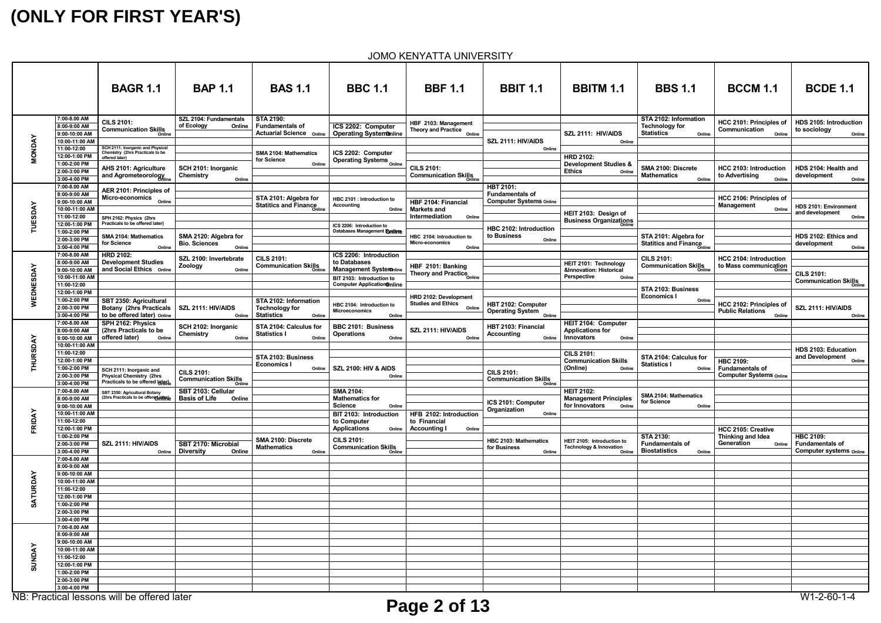# (ONLY FOR FIRST YEAR'S)

JOMO KENYATTA UNIVERSITY

| Day | Time | BAGR 1.1 | BAP 1.1 | BAS 1.1 | BBC 1.1 | BBF 1.1 | BBIT 1.1 | BBITM 1.1 | BBS 1.1 | BCCM 1.1 | BCDE 1.1 |
|---|---|---|---|---|---|---|---|---|---|---|---|
| MONDAY | 7:00-8.00 AM | CILS 2101: Communication Skills Online | SZL 2104: Fundamentals of Ecology Online | STA 2190: Fundamentals of Actuarial Science Online | | HBF 2103: Management Theory and Practice Online | | | STA 2102: Information Technology for Statistics Online | HCC 2101: Principles of Communication Online | HDS 2105: Introduction to sociology Online |
| | 8:00-9:00 AM | | | | ICS 2202: Computer Operating Systems Online | | | SZL 2111: HIV/AIDS Online | | | |
| | 9:00-10:00 AM | | | | | | | | | | |
| | 10:00-11:00 AM | | | | | | SZL 2111: HIV/AIDS Online | | | | |
| | 11:00-12:00 | SCH 2111: Inorganic and Physical Chemistry (2hrs Practicals to be offered later) | | SMA 2104: Mathematics for Science Online | ICS 2202: Computer Operating Systems Online | | | | | | |
| | 12:00-1:00 PM | | | | | | | HRD 2102: Development Studies & Ethics Online | | | |
| | 1:00-2:00 PM | AHS 2101: Agriculture and Agrometeorology Online | SCH 2101: Inorganic Chemistry Online | | | CILS 2101: Communication Skills Online | | | SMA 2100: Discrete Mathematics Online | HCC 2103: Introduction to Advertising Online | HDS 2104: Health and development Online |
| | 2:00-3:00 PM | | | | | | | | | | |
| | 3:00-4:00 PM | | | | | | | | | | |
| TUESDAY | 7:00-8.00 AM | AER 2101: Principles of Micro-economics Online | | | | | HBT 2101: Fundamentals of Computer Systems Online | | | | |
| | 8:00-9:00 AM | | | STA 2101: Algebra for Statitics and Finance Online | HBC 2101 : Introduction to Accounting Online | | | | | HCC 2106: Principles of Management Online | |
| | 9:00-10:00 AM | | | | | HBF 2104: Financial Markets and Intermediation Online | | | | | HDS 2101: Environment and development Online |
| | 10:00-11:00 AM | | | | | | | HEIT 2103: Design of Business Organizations Online | | | |
| | 11:00-12:00 | SPH 2162: Physics (2hrs Practicals to be offered later) | | | | | | | | | |
| | 12:00-1:00 PM | | | | ICS 2206: Introduction to Databases Management Systems Online | | HBC 2102: Introduction to Business Online | | | | |
| | 1:00-2:00 PM | SMA 2104: Mathematics for Science Online | SMA 2120: Algebra for Bio. Sciences Online | | | HBC 2104: Introduction to Micro-economics Online | | | STA 2101: Algebra for Statitics and Finance Online | | HDS 2102: Ethics and development Online |
| | 2:00-3:00 PM | | | | | | | | | | |
| | 3:00-4:00 PM | | | | | | | | | | |
| WEDNESDAY | 7:00-8.00 AM | HRD 2102: Development Studies and Social Ethics Online | SZL 2100: Invertebrate Zoology Online | CILS 2101: Communication Skills Online | ICS 2206: Introduction to Databases Management System Online | | | | CILS 2101: Communication Skills Online | HCC 2104: Introduction to Mass communication Online | |
| | 8:00-9:00 AM | | | | | HBF 2101: Banking Theory and Practice Online | | HEIT 2101: Technology &Innovation: Historical Perspective Online | | | |
| | 9:00-10:00 AM | | | | | | | | | | CILS 2101: Communication Skills Online |
| | 10:00-11:00 AM | | | | BIT 2103: Introduction to Computer Applications Online | | | | | | |
| | 11:00-12:00 | | | | | | | | STA 2103: Business Economics I Online | | |
| | 12:00-1:00 PM | | | | | HRD 2102: Development Studies and Ethics Online | | | | | |
| | 1:00-2:00 PM | SBT 2350: Agricultural Botany (2hrs Practicals to be offered later) Online | SZL 2111: HIV/AIDS Online | STA 2102: Information Technology for Statistics Online | HBC 2104: Introduction to Microeconomics Online | | HBT 2102: Computer Operating System Online | | | HCC 2102: Principles of Public Relations Online | SZL 2111: HIV/AIDS Online |
| | 2:00-3:00 PM | | | | | | | | | | |
| | 3:00-4:00 PM | | | | | | | | | | |
| THURSDAY | 7:00-8.00 AM | SPH 2162: Physics (2hrs Practicals to be offered later) Online | SCH 2102: Inorganic Chemistry Online | STA 2104: Calculus for Statistics I Online | BBC 2101: Business Operations Online | SZL 2111: HIV/AIDS Online | HBT 2103: Financial Accounting Online | HEIT 2104: Computer Applications for Innovators Online | | | |
| | 8:00-9:00 AM | | | | | | | | | | |
| | 9:00-10:00 AM | | | | | | | | | | |
| | 10:00-11:00 AM | | | | | | | | | | HDS 2103: Education and Development Online |
| | 11:00-12:00 | | | STA 2103: Business Economics I Online | | | | CILS 2101: Communication Skills (Online) Online | STA 2104: Calculus for Statistics I Online | | |
| | 12:00-1:00 PM | SCH 2111: Inorganic and Physical Chemistry (2hrs Practicals to be offered later) Online | | | SZL 2100: HIV & AIDS Online | | | | | HBC 2109: Fundamentals of Computer Systems Online | |
| | 1:00-2:00 PM | | CILS 2101: Communication Skills Online | | | | CILS 2101: Communication Skills Online | | | | |
| | 2:00-3:00 PM | | | | | | | | | | |
| | 3:00-4:00 PM | | | | | | | | | | |
| FRIDAY | 7:00-8.00 AM | SBT 2350: Agricultural Botany (2hrs Practicals to be offered later) Online | SBT 2103: Cellular Basis of Life Online | | SMA 2104: Mathematics for Science Online | | | HEIT 2102: Management Principles for Innovators Online | SMA 2104: Mathematics for Science Online | | |
| | 8:00-9:00 AM | | | | | | ICS 2101: Computer Organization Online | | | | |
| | 9:00-10:00 AM | | | | | | | | | | |
| | 10:00-11:00 AM | | | | BIT 2103: Introduction to Computer Applications Online | HFB 2102: Introduction to Financial Accounting I Online | | | | | |
| | 11:00-12:00 | | | | | | | | | | |
| | 12:00-1:00 PM | | | | | | | | | HCC 2105: Creative Thinking and Idea Generation Online | |
| | 1:00-2:00 PM | SZL 2111: HIV/AIDS Online | SBT 2170: Microbial Diversity Online | SMA 2100: Discrete Mathematics Online | CILS 2101: Communication Skills Online | | HBC 2103: Mathematics for Business Online | HEIT 2105: Introduction to Technology & Innovation Online | STA 2130: Fundamentals of Biostatistics Online | | HBC 2109: Fundamentals of Computer systems Online |
| | 2:00-3:00 PM | | | | | | | | | | |
| | 3:00-4:00 PM | | | | | | | | | | |
| SATURDAY | 7:00-8.00 AM | | | | | | | | | | |
| | 8:00-9:00 AM | | | | | | | | | | |
| | 9:00-10:00 AM | | | | | | | | | | |
| | 10:00-11:00 AM | | | | | | | | | | |
| | 11:00-12:00 | | | | | | | | | | |
| | 12:00-1:00 PM | | | | | | | | | | |
| | 1:00-2:00 PM | | | | | | | | | | |
| | 2:00-3:00 PM | | | | | | | | | | |
| | 3:00-4:00 PM | | | | | | | | | | |
| SUNDAY | 7:00-8.00 AM | | | | | | | | | | |
| | 8:00-9:00 AM | | | | | | | | | | |
| | 9:00-10:00 AM | | | | | | | | | | |
| | 10:00-11:00 AM | | | | | | | | | | |
| | 11:00-12:00 | | | | | | | | | | |
| | 12:00-1:00 PM | | | | | | | | | | |
| | 1:00-2:00 PM | | | | | | | | | | |
| | 2:00-3:00 PM | | | | | | | | | | |
| | 3:00-4:00 PM | | | | | | | | | | |

NB: Practical lessons will be offered later

W1-2-60-1-4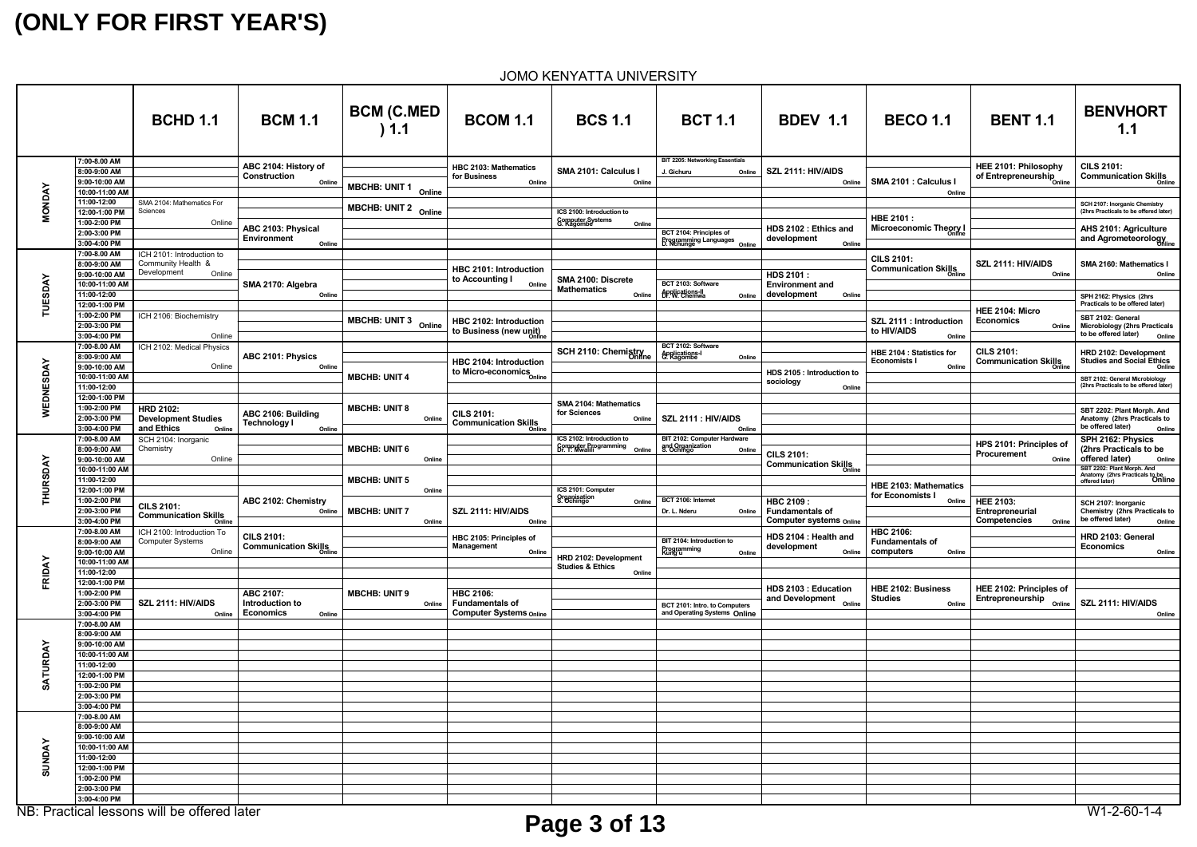# (ONLY FOR FIRST YEAR'S)

JOMO KENYATTA UNIVERSITY

| Day | Time | BCHD 1.1 | BCM 1.1 | BCM (C.MED ) 1.1 | BCOM 1.1 | BCS 1.1 | BCT 1.1 | BDEV 1.1 | BECO 1.1 | BENT 1.1 | BENVHORT 1.1 |
|---|---|---|---|---|---|---|---|---|---|---|---|
| MONDAY | 7:00-8.00 AM | | ABC 2104: History of Construction Online | | HBC 2103: Mathematics for Business Online | SMA 2101: Calculus I Online | BIT 2205: Networking Essentials J. Gichuru Online | SZL 2111: HIV/AIDS Online | | HEE 2101: Philosophy of Entrepreneurship Online | CILS 2101: Communication Skills Online |
| | 8:00-9:00 AM | | | | | | | | | | |
| | 9:00-10:00 AM | | | MBCHB: UNIT 1 Online | | | | | SMA 2101 : Calculus I Online | | |
| | 10:00-11:00 AM | | | | | | | | | | |
| | 11:00-12:00 | SMA 2104: Mathematics For Sciences Online | | MBCHB: UNIT 2 Online | | | | | | | SCH 2107: Inorganic Chemistry (2hrs Practicals to be offered later) |
| | 12:00-1:00 PM | | | | | ICS 2100: Introduction to Computer Systems G. Kagombe Online | | | HBE 2101 : Microeconomic Theory I Online | | |
| | 1:00-2:00 PM | | ABC 2103: Physical Environment Online | | | | | HDS 2102 : Ethics and development Online | | | AHS 2101: Agriculture and Agrometeorology Online |
| | 2:00-3:00 PM | | | | | | BCT 2104: Principles of Programming Languages D. Nchunge Online | | | | |
| | 3:00-4:00 PM | | | | | | | | | | |
| TUESDAY | 7:00-8.00 AM | ICH 2101: Introduction to Community Health & Development Online | | | | | | | CILS 2101: Communication Skills Online | SZL 2111: HIV/AIDS Online | SMA 2160: Mathematics I Online |
| | 8:00-9:00 AM | | | | HBC 2101: Introduction to Accounting I Online | | | | | | |
| | 9:00-10:00 AM | | | | | SMA 2100: Discrete Mathematics Online | | HDS 2101 : Environment and development Online | | | |
| | 10:00-11:00 AM | | SMA 2170: Algebra Online | | | | BCT 2103: Software Applications-II Dr. W. Chemwa Online | | | | |
| | 11:00-12:00 | | | | | | | | | | SPH 2162: Physics (2hrs Practicals to be offered later) |
| | 12:00-1:00 PM | | | | | | | | | | |
| | 1:00-2:00 PM | ICH 2106: Biochemistry Online | | MBCHB: UNIT 3 Online | HBC 2102: Introduction to Business (new unit) Online | | | | SZL 2111 : Introduction to HIV/AIDS Online | HEE 2104: Micro Economics Online | SBT 2102: General Microbiology (2hrs Practicals to be offered later) Online |
| | 2:00-3:00 PM | | | | | | | | | | |
| | 3:00-4:00 PM | | | | | | | | | | |
| WEDNESDAY | 7:00-8.00 AM | ICH 2102: Medical Physics Online | ABC 2101: Physics Online | | | SCH 2110: Chemistry Online | BCT 2102: Software Applications-I G. Kagombe Online | | HBE 2104 : Statistics for Economists I Online | CILS 2101: Communication Skills Online | HRD 2102: Development Studies and Social Ethics Online |
| | 8:00-9:00 AM | | | | HBC 2104: Introduction to Micro-economics Online | | | | | | |
| | 9:00-10:00 AM | | | | | | | | | | |
| | 10:00-11:00 AM | | | MBCHB: UNIT 4 | | | | HDS 2105 : Introduction to sociology Online | | | SBT 2102: General Microbiology (2hrs Practicals to be offered later) |
| | 11:00-12:00 | | | | | | | | | | |
| | 12:00-1:00 PM | | | MBCHB: UNIT 8 Online | | SMA 2104: Mathematics for Sciences Online | | | | | |
| | 1:00-2:00 PM | HRD 2102: Development Studies and Ethics Online | ABC 2106: Building Technology I Online | | CILS 2101: Communication Skills Online | | SZL 2111 : HIV/AIDS Online | | | | SBT 2202: Plant Morph. And Anatomy (2hrs Practicals to be offered later) Online |
| | 2:00-3:00 PM | | | | | | | | | | |
| | 3:00-4:00 PM | | | | | | | | | | |
| THURSDAY | 7:00-8.00 AM | SCH 2104: Inorganic Chemistry Online | | | | ICS 2102: Introduction to Computer Programming Dr. T. Mwalili Online | BIT 2102: Computer Hardware and Organization S. Ochingo Online | | | HPS 2101: Principles of Procurement Online | SPH 2162: Physics (2hrs Practicals to be offered later) Online |
| | 8:00-9:00 AM | | | MBCHB: UNIT 6 Online | | | | CILS 2101: Communication Skills Online | | | |
| | 9:00-10:00 AM | | | | | | | | | | |
| | 10:00-11:00 AM | | | | | | | | | | SBT 2202: Plant Morph. And Anatomy (2hrs Practicals to be offered later) Online |
| | 11:00-12:00 | | | MBCHB: UNIT 5 Online | | | | | HBE 2103: Mathematics for Economists I Online | | |
| | 12:00-1:00 PM | | | | | ICS 2101: Computer Organisation S. Ochingo Online | | | | | |
| | 1:00-2:00 PM | CILS 2101: Communication Skills Online | ABC 2102: Chemistry Online | MBCHB: UNIT 7 Online | SZL 2111: HIV/AIDS Online | | BCT 2106: Internet Dr. L. Nderu Online | HBC 2109 : Fundamentals of Computer systems Online | | HEE 2103: Entrepreneurial Competencies Online | SCH 2107: Inorganic Chemistry (2hrs Practicals to be offered later) Online |
| | 2:00-3:00 PM | | | | | | | | | | |
| | 3:00-4:00 PM | | | | | | | | | | |
| FRIDAY | 7:00-8.00 AM | ICH 2100: Introduction To Computer Systems Online | CILS 2101: Communication Skills Online | | HBC 2105: Principles of Management Online | | | HDS 2104 : Health and development Online | HBC 2106: Fundamentals of computers Online | | HRD 2103: General Economics Online |
| | 8:00-9:00 AM | | | | | | BIT 2104: Introduction to Programming Kung'u Online | | | | |
| | 9:00-10:00 AM | | | | | HRD 2102: Development Studies & Ethics Online | | | | | |
| | 10:00-11:00 AM | | | | | | | | | | |
| | 11:00-12:00 | | | | | | | | | | |
| | 12:00-1:00 PM | | | | | | | HDS 2103 : Education and Development Online | HBE 2102: Business Studies Online | HEE 2102: Principles of Entrepreneurship Online | |
| | 1:00-2:00 PM | SZL 2111: HIV/AIDS Online | ABC 2107: Introduction to Economics Online | MBCHB: UNIT 9 Online | HBC 2106: Fundamentals of Computer Systems Online | | | | | | SZL 2111: HIV/AIDS Online |
| | 2:00-3:00 PM | | | | | | BCT 2101: Intro. to Computers and Operating Systems Online | | | | |
| | 3:00-4:00 PM | | | | | | | | | | |
| SATURDAY | 7:00-8.00 AM | | | | | | | | | | |
| | 8:00-9:00 AM | | | | | | | | | | |
| | 9:00-10:00 AM | | | | | | | | | | |
| | 10:00-11:00 AM | | | | | | | | | | |
| | 11:00-12:00 | | | | | | | | | | |
| | 12:00-1:00 PM | | | | | | | | | | |
| | 1:00-2:00 PM | | | | | | | | | | |
| | 2:00-3:00 PM | | | | | | | | | | |
| | 3:00-4:00 PM | | | | | | | | | | |
| SUNDAY | 7:00-8.00 AM | | | | | | | | | | |
| | 8:00-9:00 AM | | | | | | | | | | |
| | 9:00-10:00 AM | | | | | | | | | | |
| | 10:00-11:00 AM | | | | | | | | | | |
| | 11:00-12:00 | | | | | | | | | | |
| | 12:00-1:00 PM | | | | | | | | | | |
| | 1:00-2:00 PM | | | | | | | | | | |
| | 2:00-3:00 PM | | | | | | | | | | |
| | 3:00-4:00 PM | | | | | | | | | | |

NB: Practical lessons will be offered later

W1-2-60-1-4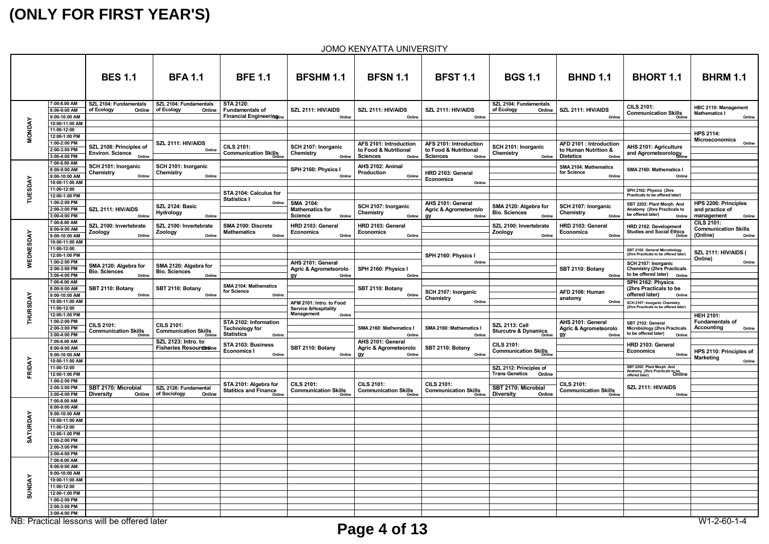# (ONLY FOR FIRST YEAR'S)

JOMO KENYATTA UNIVERSITY

| Day | Time | BES 1.1 | BFA 1.1 | BFE 1.1 | BFSHM 1.1 | BFSN 1.1 | BFST 1.1 | BGS 1.1 | BHND 1.1 | BHORT 1.1 | BHRM 1.1 |
|---|---|---|---|---|---|---|---|---|---|---|---|
| MONDAY | 7:00-8:00 AM | SZL 2104: Fundamentals of Ecology Online | SZL 2104: Fundamentals of Ecology Online | STA 2120: Fundamentals of Financial Engineering Online | SZL 2111: HIV/AIDS Online | SZL 2111: HIV/AIDS Online | SZL 2111: HIV/AIDS Online | SZL 2104: Fundamentals of Ecology Online | SZL 2111: HIV/AIDS Online | CILS 2101: Communication Skills Online | HBC 2110: Management Mathematics I Online |
| | 8:00-9:00 AM | | | | | | | | | | |
| | 9:00-10:00 AM | | | | | | | | | | |
| | 10:00-11:00 AM | | | | | | | | | | |
| | 11:00-12:00 | | | | | | | | | | HPS 2114: Microeconomics Online |
| | 12:00-1:00 PM | | | | | | | | | | |
| | 1:00-2:00 PM | SZL 2108: Principles of Environ. Science Online | SZL 2111: HIV/AIDS Online | CILS 2101: Communication Skills Online | SCH 2107: Inorganic Chemistry Online | AFS 2101: Introduction to Food & Nutritional Sciences Online | AFS 2101: Introduction to Food & Nutritional Sciences Online | SCH 2101: Inorganic Chemistry Online | AFD 2101 : Introduction to Human Nutrition & Dietetics Online | AHS 2101: Agriculture and Agrometeorology Online | |
| | 2:00-3:00 PM | | | | | | | | | | |
| | 3:00-4:00 PM | | | | | | | | | | |
| TUESDAY | 7:00-8:00 AM | SCH 2101: Inorganic Chemistry Online | SCH 2101: Inorganic Chemistry Online | | SPH 2160: Physics I Online | AHS 2102: Animal Production Online | | | SMA 2104: Mathematics for Science Online | SMA 2160: Mathematics I Online | |
| | 8:00-9:00 AM | | | | | | HRD 2103: General Economics Online | | | | |
| | 9:00-10:00 AM | | | | | | | | | | |
| | 10:00-11:00 AM | | | | | | | | | | |
| | 11:00-12:00 | | | STA 2104: Calculus for Statistics I Online | | | | | | SPH 2162: Physics (2hrs Practicals to be offered later) | |
| | 12:00-1:00 PM | | | | | | | | | | |
| | 1:00-2:00 PM | SZL 2111: HIV/AIDS Online | SZL 2124: Basic Hydrology Online | | SMA 2104: Mathematics for Science Online | SCH 2107: Inorganic Chemistry Online | AHS 2101: General Agric & Agrometeorology Online | SMA 2120: Algebra for Bio. Sciences Online | SCH 2107: Inorganic Chemistry Online | SBT 2202: Plant Morph. And Anatomy (2hrs Practicals to be offered later) Online | HPS 2206: Principles and practice of management Online |
| | 2:00-3:00 PM | | | | | | | | | | |
| | 3:00-4:00 PM | | | | | | | | | | |
| WEDNESDAY | 7:00-8:00 AM | SZL 2100: Invertebrate Zoology Online | SZL 2100: Invertebrate Zoology Online | SMA 2100: Discrete Mathematics Online | HRD 2103: General Economics Online | HRD 2103: General Economics Online | | SZL 2100: Invertebrate Zoology Online | HRD 2103: General Economics Online | HRD 2102: Development Studies and Social Ethics Online | CILS 2101: Communication Skills (Online) Online |
| | 8:00-9:00 AM | | | | | | | | | | |
| | 9:00-10:00 AM | | | | | | | | | | |
| | 10:00-11:00 AM | | | | | | | | | | |
| | 11:00-12:00 | | | | | | | | | SBT 2102: General Microbiology (2hrs Practicals to be offered later) | |
| | 12:00-1:00 PM | | | | | | SPH 2160: Physics I Online | | | | SZL 2111: HIV/AIDS ( Online) Online |
| | 1:00-2:00 PM | SMA 2120: Algebra for Bio. Sciences Online | SMA 2120: Algebra for Bio. Sciences Online | | AHS 2101: General Agric & Agrometeorology Online | SPH 2160: Physics I Online | | | SBT 2110: Botany Online | SCH 2107: Inorganic Chemistry (2hrs Practicals to be offered later) Online | |
| | 2:00-3:00 PM | | | | | | | | | | |
| | 3:00-4:00 PM | | | | | | | | | | |
| THURSDAY | 7:00-8:00 AM | SBT 2110: Botany Online | SBT 2110: Botany Online | SMA 2104: Mathematics for Science Online | | SBT 2110: Botany Online | | | | SPH 2162: Physics (2hrs Practicals to be offered later) Online | |
| | 8:00-9:00 AM | | | | | | SCH 2107: Inorganic Chemistry Online | | AFD 2106: Human anatomy Online | | |
| | 9:00-10:00 AM | | | | | | | | | | |
| | 10:00-11:00 AM | | | | AFM 2101: Intro. to Food Service &Hospitality Management Online | | | | | SCH 2107: Inorganic Chemistry (2hrs Practicals to be offered later) | |
| | 11:00-12:00 | | | | | | | | | | |
| | 12:00-1:00 PM | | | | | | | | | | HEH 2101: Fundamentals of Accounting Online |
| | 1:00-2:00 PM | CILS 2101: Communication Skills Online | CILS 2101: Communication Skills Online | STA 2102: Information Technology for Statistics Online | | SMA 2160: Mathematics I Online | SMA 2160: Mathematics I Online | SZL 2113: Cell Sturcutre & Dynamics Online | AHS 2101: General Agric & Agrometeorology Online | SBT 2102: General Microbiology (2hrs Practicals to be offered later) Online | |
| | 2:00-3:00 PM | | | | | | | | | | |
| | 3:00-4:00 PM | | | | | | | | | | |
| FRIDAY | 7:00-8:00 AM | | SZL 2123: Intro. to Fisheries Resources Online | STA 2103: Business Economics I Online | SBT 2110: Botany Online | AHS 2101: General Agric & Agrometeorology Online | SBT 2110: Botany Online | CILS 2101: Communication Skills Online | | HRD 2103: General Economics Online | |
| | 8:00-9:00 AM | | | | | | | | | | HPS 2110: Principles of Marketing Online |
| | 9:00-10:00 AM | | | | | | | | | | |
| | 10:00-11:00 AM | | | | | | | | | | |
| | 11:00-12:00 | | | | | | | SZL 2112: Principles of Trans Genetics Online | | SBT 2202: Plant Morph. And Anatomy (2hrs Practicals to be offered later) Online | |
| | 12:00-1:00 PM | | | | | | | | | | |
| | 1:00-2:00 PM | SBT 2170: Microbial Diversity Online | SZL 2126: Fundamental of Sociology Online | STA 2101: Algebra for Statitics and Finance Online | CILS 2101: Communication Skills Online | CILS 2101: Communication Skills Online | CILS 2101: Communication Skills Online | SBT 2170: Microbial Diversity Online | CILS 2101: Communication Skills Online | SZL 2111: HIV/AIDS Online | |
| | 2:00-3:00 PM | | | | | | | | | | |
| | 3:00-4:00 PM | | | | | | | | | | |
| SATURDAY | 7:00-8:00 AM | | | | | | | | | | |
| | 8:00-9:00 AM | | | | | | | | | | |
| | 9:00-10:00 AM | | | | | | | | | | |
| | 10:00-11:00 AM | | | | | | | | | | |
| | 11:00-12:00 | | | | | | | | | | |
| | 12:00-1:00 PM | | | | | | | | | | |
| | 1:00-2:00 PM | | | | | | | | | | |
| | 2:00-3:00 PM | | | | | | | | | | |
| | 3:00-4:00 PM | | | | | | | | | | |
| SUNDAY | 7:00-8:00 AM | | | | | | | | | | |
| | 8:00-9:00 AM | | | | | | | | | | |
| | 9:00-10:00 AM | | | | | | | | | | |
| | 10:00-11:00 AM | | | | | | | | | | |
| | 11:00-12:00 | | | | | | | | | | |
| | 12:00-1:00 PM | | | | | | | | | | |
| | 1:00-2:00 PM | | | | | | | | | | |
| | 2:00-3:00 PM | | | | | | | | | | |
| | 3:00-4:00 PM | | | | | | | | | | |

NB: Practical lessons will be offered later

W1-2-60-1-4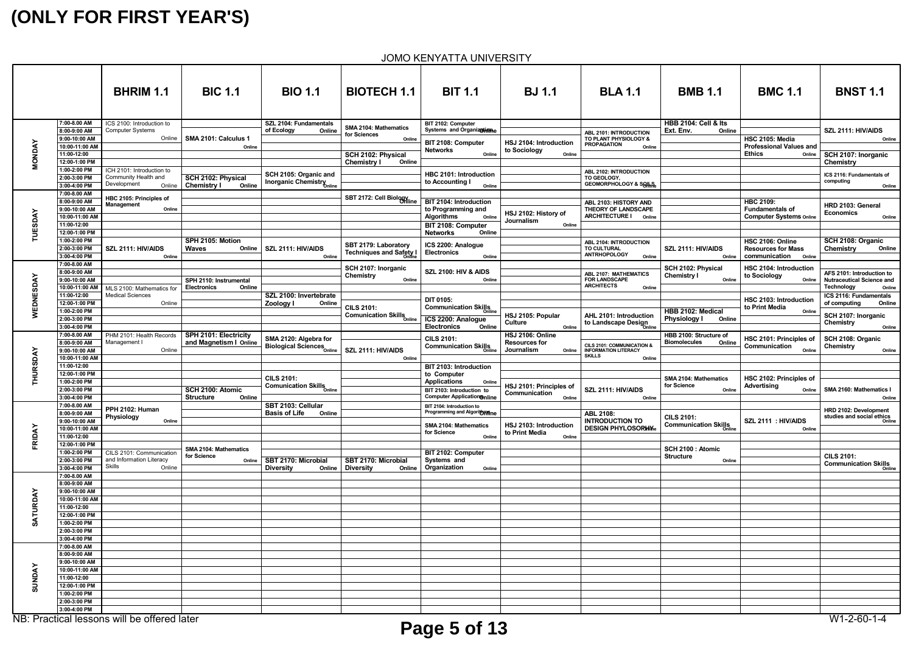# (ONLY FOR FIRST YEAR'S)

JOMO KENYATTA UNIVERSITY

| | | BHRIM 1.1 | BIC 1.1 | BIO 1.1 | BIOTECH 1.1 | BIT 1.1 | BJ 1.1 | BLA 1.1 | BMB 1.1 | BMC 1.1 | BNST 1.1 |
|---|---|---|---|---|---|---|---|---|---|---|---|
| MONDAY | 7:00-8.00 AM | ICS 2100: Introduction to Computer Systems Online | | SZL 2104: Fundamentals of Ecology Online | SMA 2104: Mathematics for Sciences Online | BIT 2102: Computer Systems and Organization Online | | | HBB 2104: Cell & Its Ext. Env. Online | | |
| | 8:00-9:00 AM | | | | | | | ABL 2101: INTRODUCTION TO PLANT PHYSIOLOGY & PROPAGATION Online | | | SZL 2111: HIV/AIDS Online |
| | 9:00-10:00 AM | | SMA 2101: Calculus 1 Online | | | BIT 2108: Computer Networks Online | HSJ 2104: Introduction to Sociology Online | | | HSC 2105: Media Professional Values and Ethics Online | |
| | 10:00-11:00 AM | | | | | | | | | | |
| | 11:00-12:00 | | | | SCH 2102: Physical Chemistry I Online | | | | | | SCH 2107: Inorganic Chemistry |
| | 12:00-1:00 PM | | | | | | | | | | |
| | 1:00-2:00 PM | ICH 2101: Introduction to Community Health and Development Online | | SCH 2105: Organic and Inorganic Chemistry Online | | HBC 2101: Introduction to Accounting I Online | | ABL 2102: INTRODUCTION TO GEOLOGY, GEOMORPHOLOGY & SOILS Online | | | ICS 2116: Fundamentals of computing Online |
| | 2:00-3:00 PM | | SCH 2102: Physical Chemistry I Online | | | | | | | | |
| | 3:00-4:00 PM | | | | | | | | | | |
| TUESDAY | 7:00-8.00 AM | HBC 2105: Principles of Management Online | | | SBT 2172: Cell Biology Online | | | | | | |
| | 8:00-9:00 AM | | | | | BIT 2104: Introduction to Programming and Algorithms Online | | ABL 2103: HISTORY AND THEORY OF LANDSCAPE ARCHITECTURE I Online | | HBC 2109: Fundamentals of Computer Systems Online | HRD 2103: General Economics Online |
| | 9:00-10:00 AM | | | | | | HSJ 2102: History of Journalism Online | | | | |
| | 10:00-11:00 AM | | | | | | | | | | |
| | 11:00-12:00 | | | | | BIT 2108: Computer Networks Online | | | | | |
| | 12:00-1:00 PM | | | | | | | | | | |
| | 1:00-2:00 PM | | SPH 2105: Motion Waves Online | | SBT 2179: Laboratory Techniques and Safety I Online | ICS 2200: Analogue Electronics Online | | ABL 2104: INTRODUCTION TO CULTURAL ANTRHOPOLOGY Online | | HSC 2106: Online Resources for Mass communication Online | SCH 2108: Organic Chemistry Online |
| | 2:00-3:00 PM | SZL 2111: HIV/AIDS Online | | SZL 2111: HIV/AIDS Online | | | | | SZL 2111: HIV/AIDS Online | | |
| | 3:00-4:00 PM | | | | | | | | | | |
| WEDNESDAY | 7:00-8.00 AM | | | | SCH 2107: Inorganic Chemistry Online | SZL 2100: HIV & AIDS Online | | | SCH 2102: Physical Chemistry I Online | HSC 2104: Introduction to Sociology Online | |
| | 8:00-9:00 AM | | | | | | | ABL 2107: MATHEMATICS FOR LANDSCAPE ARCHITECTS Online | | | AFS 2101: Introduction to Nutraceutical Science and Technology Online |
| | 9:00-10:00 AM | | SPH 2110: Instrumental Electronics Online | | | | | | | | |
| | 10:00-11:00 AM | MLS 2100: Mathematics for Medical Sciences Online | | | | | | | | | |
| | 11:00-12:00 | | | SZL 2100: Invertebrate Zoology I Online | | DIT 0105: Communication Skills Online | | | | HSC 2103: Introduction to Print Media Online | ICS 2116: Fundamentals of computing Online |
| | 12:00-1:00 PM | | | | CILS 2101: Comunication Skills Online | | | | | | |
| | 1:00-2:00 PM | | | | | | HSJ 2105: Popular Culture Online | AHL 2101: Introduction to Landscape Design Online | HBB 2102: Medical Physiology I Online | | SCH 2107: Inorganic Chemistry Online |
| | 2:00-3:00 PM | | | | | ICS 2200: Analogue Electronics Online | | | | | |
| | 3:00-4:00 PM | | | | | | | | | | |
| THURSDAY | 7:00-8.00 AM | PHM 2101: Health Records Management I Online | SPH 2101: Electricity and Magnetism I Online | SMA 2120: Algebra for Biological Sciences Online | | CILS 2101: Communication Skills Online | HSJ 2106: Online Resources for Journalism Online | | HBB 2100: Structure of Biomolecules Online | HSC 2101: Principles of Communication Online | SCH 2108: Organic Chemistry Online |
| | 8:00-9:00 AM | | | | | | | CILS 2101: COMMUNICATION & INFORMATION LITERACY SKILLS Online | | | |
| | 9:00-10:00 AM | | | | SZL 2111: HIV/AIDS Online | | | | | | |
| | 10:00-11:00 AM | | | | | | | | | | |
| | 11:00-12:00 | | | | | BIT 2103: Introduction to Computer Applications Online | | | | | |
| | 12:00-1:00 PM | | | | | | | | | | |
| | 1:00-2:00 PM | | | CILS 2101: Comunication Skills Online | | | HSJ 2101: Principles of Communication Online | | SMA 2104: Mathematics for Science Online | HSC 2102: Principles of Advertising Online | |
| | 2:00-3:00 PM | | SCH 2100: Atomic Structure Online | | | BIT 2103: Introduction to Computer Applications Online | | SZL 2111: HIV/AIDS Online | | | SMA 2160: Mathematics I Online |
| | 3:00-4:00 PM | | | | | | | | | | |
| FRIDAY | 7:00-8.00 AM | PPH 2102: Human Physiology Online | | SBT 2103: Cellular Basis of Life Online | | BIT 2104: Introduction to Programming and Algorithms Online | | | | | HRD 2102: Development studies and social ethics Online |
| | 8:00-9:00 AM | | | | | | | ABL 2108: INTRODUCTION TO DESIGN PHYLOSOPHY Online | CILS 2101: Communication Skills Online | SZL 2111 : HIV/AIDS Online | |
| | 9:00-10:00 AM | | | | | SMA 2104: Mathematics for Science Online | HSJ 2103: Introduction to Print Media Online | | | | |
| | 10:00-11:00 AM | | | | | | | | | | |
| | 11:00-12:00 | | | | | | | | | | |
| | 12:00-1:00 PM | | SMA 2104: Mathematics for Science Online | | | | | | SCH 2100 : Atomic Structure Online | | |
| | 1:00-2:00 PM | CILS 2101: Communication and Information Literacy Skills Online | | | | BIT 2102: Computer Systems and Organization Online | | | | | CILS 2101: Communication Skills Online |
| | 2:00-3:00 PM | | | SBT 2170: Microbial Diversity Online | SBT 2170: Microbial Diversity Online | | | | | | |
| | 3:00-4:00 PM | | | | | | | | | | |
| SATURDAY | 7:00-8.00 AM | | | | | | | | | | |
| | 8:00-9:00 AM | | | | | | | | | | |
| | 9:00-10:00 AM | | | | | | | | | | |
| | 10:00-11:00 AM | | | | | | | | | | |
| | 11:00-12:00 | | | | | | | | | | |
| | 12:00-1:00 PM | | | | | | | | | | |
| | 1:00-2:00 PM | | | | | | | | | | |
| | 2:00-3:00 PM | | | | | | | | | | |
| | 3:00-4:00 PM | | | | | | | | | | |
| SUNDAY | 7:00-8.00 AM | | | | | | | | | | |
| | 8:00-9:00 AM | | | | | | | | | | |
| | 9:00-10:00 AM | | | | | | | | | | |
| | 10:00-11:00 AM | | | | | | | | | | |
| | 11:00-12:00 | | | | | | | | | | |
| | 12:00-1:00 PM | | | | | | | | | | |
| | 1:00-2:00 PM | | | | | | | | | | |
| | 2:00-3:00 PM | | | | | | | | | | |
| | 3:00-4:00 PM | | | | | | | | | | |

NB: Practical lessons will be offered later

W1-2-60-1-4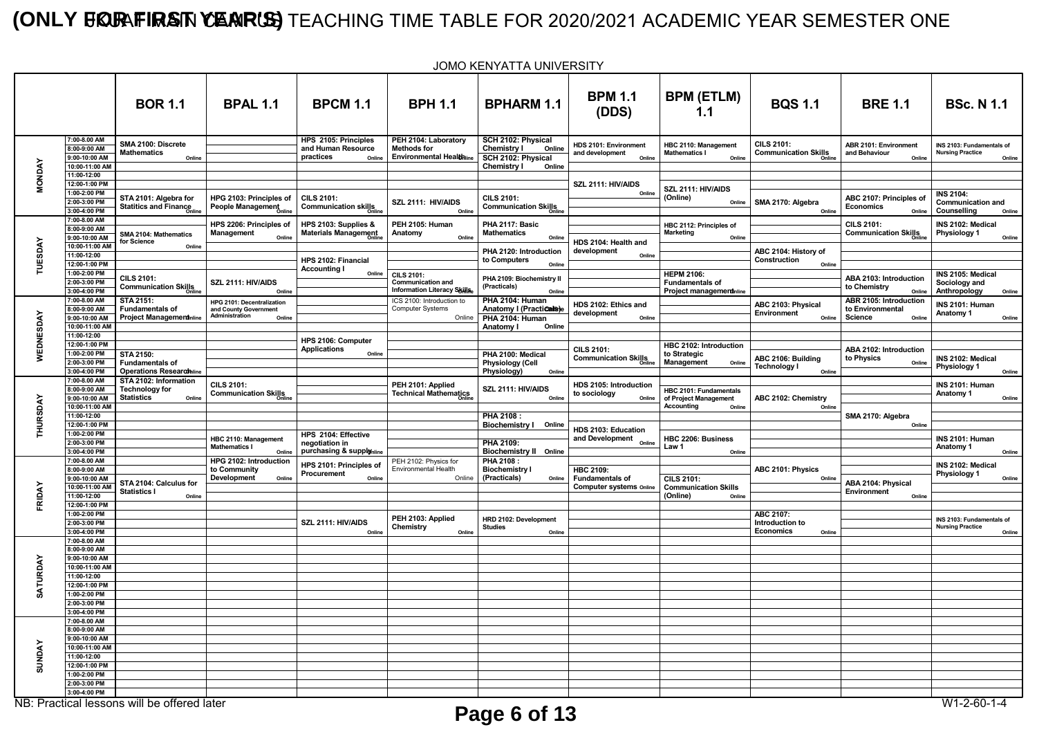# (ONLY FOR FIRST YEAR'S) MAIN CAMPUS TEACHING TIME TABLE FOR 2020/2021 ACADEMIC YEAR SEMESTER ONE

JOMO KENYATTA UNIVERSITY

| Day | Time | BOR 1.1 | BPAL 1.1 | BPCM 1.1 | BPH 1.1 | BPHARM 1.1 | BPM 1.1 (DDS) | BPM (ETLM) 1.1 | BQS 1.1 | BRE 1.1 | BSc. N 1.1 |
|---|---|---|---|---|---|---|---|---|---|---|---|
| MONDAY | 7:00-8.00 AM | SMA 2100: Discrete Mathematics Online | | HPS 2105: Principles and Human Resource practices Online | PEH 2104: Laboratory Methods for Environmental Health Online | SCH 2102: Physical Chemistry I Online | HDS 2101: Environment and development Online | HBC 2110: Management Mathematics I Online | CILS 2101: Communication Skills Online | ABR 2101: Environment and Behaviour Online | INS 2103: Fundamentals of Nursing Practice Online |
| | 8:00-9:00 AM | | | | | | | | | | |
| | 9:00-10:00 AM | | | | | SCH 2102: Physical Chemistry I Online | | | | | |
| | 10:00-11:00 AM | | | | | | | | | | |
| | 11:00-12:00 | | | | | | | | | | |
| | 12:00-1:00 PM | | | | | | SZL 2111: HIV/AIDS Online | SZL 2111: HIV/AIDS (Online) Online | | | |
| | 1:00-2:00 PM | STA 2101: Algebra for Statitics and Finance Online | HPG 2103: Principles of People Management Online | CILS 2101: Communication skills Online | SZL 2111: HIV/AIDS Online | CILS 2101: Communication Skills Online | | | SMA 2170: Algebra Online | ABC 2107: Principles of Economics Online | INS 2104: Communication and Counselling Online |
| | 2:00-3:00 PM | | | | | | | | | | |
| | 3:00-4:00 PM | | | | | | | | | | |
| TUESDAY | 7:00-8.00 AM | SMA 2104: Mathematics for Science Online | HPS 2206: Principles of Management Online | HPS 2103: Supplies & Materials Management Online | PEH 2105: Human Anatomy Online | PHA 2117: Basic Mathematics Online | | HBC 2112: Principles of Marketing Online | | CILS 2101: Communication Skills Online | INS 2102: Medical Physiology 1 Online |
| | 8:00-9:00 AM | | | | | | | | | | |
| | 9:00-10:00 AM | | | | | | | | | | |
| | 10:00-11:00 AM | | | | | PHA 2120: Introduction to Computers Online | HDS 2104: Health and development Online | | ABC 2104: History of Construction Online | | |
| | 11:00-12:00 | | | HPS 2102: Financial Accounting I Online | | | | | | | |
| | 12:00-1:00 PM | | | | | | | | | | |
| | 1:00-2:00 PM | CILS 2101: Communication Skills Online | SZL 2111: HIV/AIDS Online | | CILS 2101: Communication and Information Literacy Skills Online | PHA 2109: Biochemistry II (Practicals) Online | | HEPM 2106: Fundamentals of Project management Online | | ABA 2103: Introduction to Chemistry Online | INS 2105: Medical Sociology and Anthropology Online |
| | 2:00-3:00 PM | | | | | | | | | | |
| | 3:00-4:00 PM | | | | | | | | | | |
| WEDNESDAY | 7:00-8.00 AM | STA 2151: Fundamentals of Project Management Online | HPG 2101: Decentralization and County Government Administration Online | | ICS 2100: Introduction to Computer Systems Online | PHA 2104: Human Anatomy I (Practicals) Online | HDS 2102: Ethics and development Online | | ABC 2103: Physical Environment Online | ABR 2105: Introduction to Environmental Science Online | INS 2101: Human Anatomy 1 Online |
| | 8:00-9:00 AM | | | | | | | | | | |
| | 9:00-10:00 AM | | | | | PHA 2104: Human Anatomy I Online | | | | | |
| | 10:00-11:00 AM | | | | | | | | | | |
| | 11:00-12:00 | | | HPS 2106: Computer Applications Online | | | | | | | |
| | 12:00-1:00 PM | | | | | | CILS 2101: Communication Skills Online | HBC 2102: Introduction to Strategic Management Online | | ABA 2102: Introduction to Physics Online | |
| | 1:00-2:00 PM | STA 2150: Fundamentals of Operations Research Online | | | | PHA 2100: Medical Physiology (Cell Physiology) Online | | | ABC 2106: Building Technology I Online | | INS 2102: Medical Physiology 1 Online |
| | 2:00-3:00 PM | | | | | | | | | | |
| | 3:00-4:00 PM | | | | | | | | | | |
| THURSDAY | 7:00-8.00 AM | STA 2102: Information Technology for Statistics Online | CILS 2101: Communication Skills Online | | PEH 2101: Applied Technical Mathematics Online | SZL 2111: HIV/AIDS Online | HDS 2105: Introduction to sociology Online | HBC 2101: Fundamentals of Project Management Accounting Online | ABC 2102: Chemistry Online | | INS 2101: Human Anatomy 1 Online |
| | 8:00-9:00 AM | | | | | | | | | | |
| | 9:00-10:00 AM | | | | | | | | | | |
| | 10:00-11:00 AM | | | | | | | | | SMA 2170: Algebra Online | |
| | 11:00-12:00 | | | | | PHA 2108 : Biochemistry I Online | | | | | |
| | 12:00-1:00 PM | | | | | | HDS 2103: Education and Development Online | | | | |
| | 1:00-2:00 PM | | HBC 2110: Management Mathematics I Online | HPS 2104: Effective negotiation in purchasing & supply Online | | PHA 2109: Biochemistry II Online | | HBC 2206: Business Law 1 Online | | | INS 2101: Human Anatomy 1 Online |
| | 2:00-3:00 PM | | | | | | | | | | |
| | 3:00-4:00 PM | | | | | | | | | | |
| FRIDAY | 7:00-8.00 AM | | HPG 2102: Introduction to Community Development Online | HPS 2101: Principles of Procurement Online | PEH 2102: Physics for Environmental Health Online | PHA 2108 : Biochemistry I (Practicals) Online | | | ABC 2101: Physics Online | | INS 2102: Medical Physiology 1 Online |
| | 8:00-9:00 AM | | | | | | HBC 2109: Fundamentals of Computer systems Online | | | | |
| | 9:00-10:00 AM | STA 2104: Calculus for Statistics I Online | | | | | | CILS 2101: Communication Skills (Online) Online | | ABA 2104: Physical Environment Online | |
| | 10:00-11:00 AM | | | | | | | | | | |
| | 11:00-12:00 | | | | | | | | | | |
| | 12:00-1:00 PM | | | | | | | | | | |
| | 1:00-2:00 PM | | | SZL 2111: HIV/AIDS Online | PEH 2103: Applied Chemistry Online | HRD 2102: Development Studies Online | | | ABC 2107: Introduction to Economics Online | | INS 2103: Fundamentals of Nursing Practice Online |
| | 2:00-3:00 PM | | | | | | | | | | |
| | 3:00-4:00 PM | | | | | | | | | | |
| SATURDAY | 7:00-8.00 AM | | | | | | | | | | |
| | 8:00-9:00 AM | | | | | | | | | | |
| | 9:00-10:00 AM | | | | | | | | | | |
| | 10:00-11:00 AM | | | | | | | | | | |
| | 11:00-12:00 | | | | | | | | | | |
| | 12:00-1:00 PM | | | | | | | | | | |
| | 1:00-2:00 PM | | | | | | | | | | |
| | 2:00-3:00 PM | | | | | | | | | | |
| | 3:00-4:00 PM | | | | | | | | | | |
| SUNDAY | 7:00-8.00 AM | | | | | | | | | | |
| | 8:00-9:00 AM | | | | | | | | | | |
| | 9:00-10:00 AM | | | | | | | | | | |
| | 10:00-11:00 AM | | | | | | | | | | |
| | 11:00-12:00 | | | | | | | | | | |
| | 12:00-1:00 PM | | | | | | | | | | |
| | 1:00-2:00 PM | | | | | | | | | | |
| | 2:00-3:00 PM | | | | | | | | | | |
| | 3:00-4:00 PM | | | | | | | | | | |

NB: Practical lessons will be offered later

W1-2-60-1-4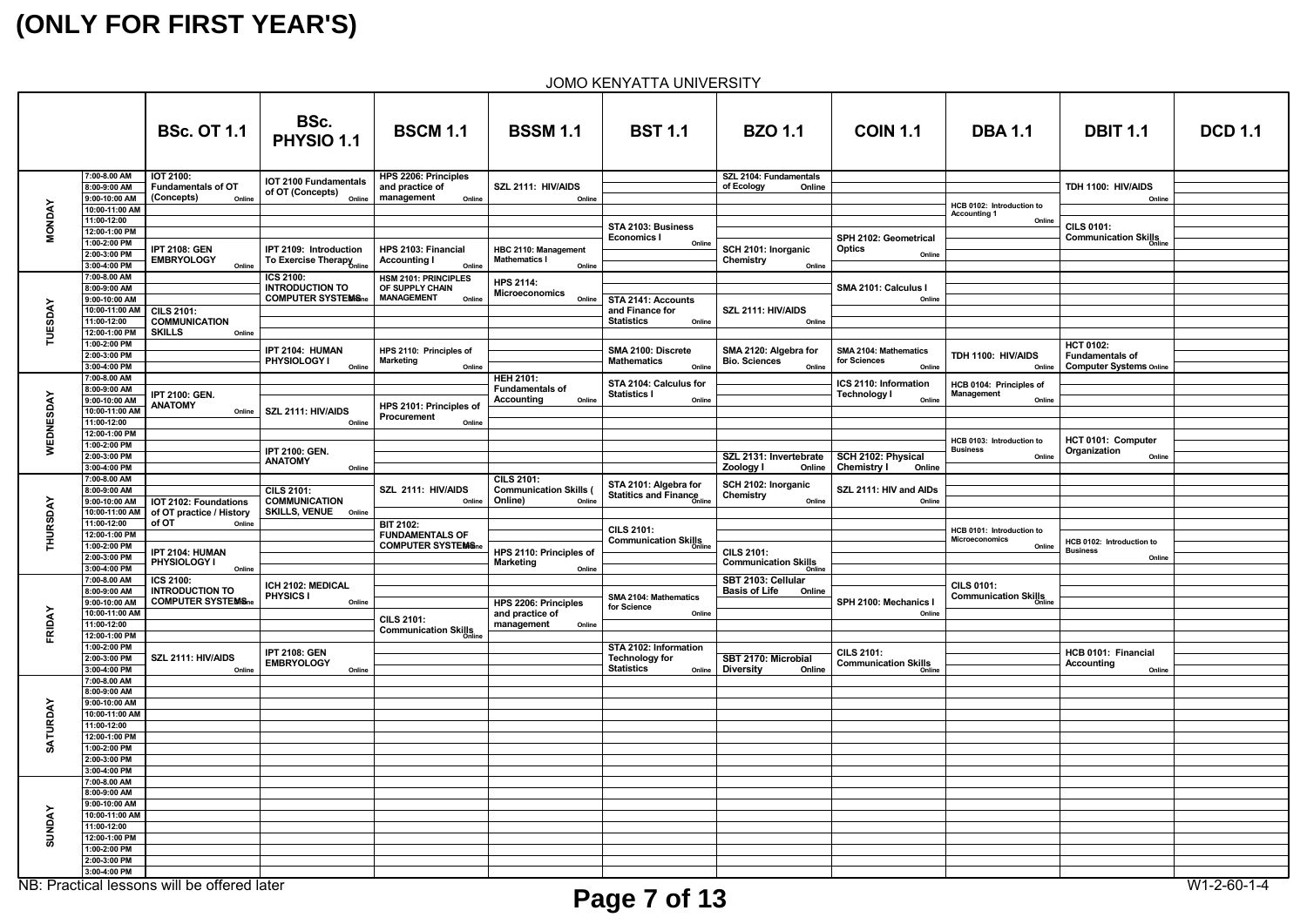# (ONLY FOR FIRST YEAR'S)

JOMO KENYATTA UNIVERSITY

| Day | Time | BSc. OT 1.1 | BSc. PHYSIO 1.1 | BSCM 1.1 | BSSM 1.1 | BST 1.1 | BZO 1.1 | COIN 1.1 | DBA 1.1 | DBIT 1.1 | DCD 1.1 |
|---|---|---|---|---|---|---|---|---|---|---|---|
| MONDAY | 7:00-8.00 AM | IOT 2100: Fundamentals of OT (Concepts) Online | IOT 2100 Fundamentals of OT (Concepts) Online | HPS 2206: Principles and practice of management Online | | | SZL 2104: Fundamentals of Ecology Online | | | | |
| | 8:00-9:00 AM | | | | SZL 2111: HIV/AIDS Online | | | | | TDH 1100: HIV/AIDS Online | |
| | 9:00-10:00 AM | | | | | | | | | | |
| | 10:00-11:00 AM | | | | | | | | HCB 0102: Introduction to Accounting 1 Online | | |
| | 11:00-12:00 | | | | | STA 2103: Business Economics I Online | | | | CILS 0101: Communication Skills Online | |
| | 12:00-1:00 PM | | | | | | | SPH 2102: Geometrical Optics Online | | | |
| | 1:00-2:00 PM | IPT 2108: GEN EMBRYOLOGY Online | IPT 2109: Introduction To Exercise Therapy Online | HPS 2103: Financial Accounting I Online | HBC 2110: Management Mathematics I Online | | SCH 2101: Inorganic Chemistry Online | | | | |
| | 2:00-3:00 PM | | | | | | | | | | |
| | 3:00-4:00 PM | | | | | | | | | | |
| TUESDAY | 7:00-8.00 AM | | ICS 2100: INTRODUCTION TO COMPUTER SYSTEMS Online | HSM 2101: PRINCIPLES OF SUPPLY CHAIN MANAGEMENT Online | HPS 2114: Microeconomics Online | | | | | | |
| | 8:00-9:00 AM | | | | | | | SMA 2101: Calculus I Online | | | |
| | 9:00-10:00 AM | | | | | STA 2141: Accounts and Finance for Statistics Online | | | | | |
| | 10:00-11:00 AM | CILS 2101: COMMUNICATION SKILLS Online | | | | | SZL 2111: HIV/AIDS Online | | | | |
| | 11:00-12:00 | | | | | | | | | | |
| | 12:00-1:00 PM | | | | | | | | | | |
| | 1:00-2:00 PM | | IPT 2104: HUMAN PHYSIOLOGY I Online | HPS 2110: Principles of Marketing Online | | SMA 2100: Discrete Mathematics Online | SMA 2120: Algebra for Bio. Sciences Online | SMA 2104: Mathematics for Sciences Online | | HCT 0102: Fundamentals of Computer Systems Online | |
| | 2:00-3:00 PM | | | | | | | | TDH 1100: HIV/AIDS Online | | |
| | 3:00-4:00 PM | | | | | | | | | | |
| WEDNESDAY | 7:00-8.00 AM | | | | HEH 2101: Fundamentals of Accounting Online | STA 2104: Calculus for Statistics I Online | | ICS 2110: Information Technology I Online | HCB 0104: Principles of Management Online | | |
| | 8:00-9:00 AM | IPT 2100: GEN. ANATOMY Online | | | | | | | | | |
| | 9:00-10:00 AM | | | HPS 2101: Principles of Procurement Online | | | | | | | |
| | 10:00-11:00 AM | | SZL 2111: HIV/AIDS Online | | | | | | | | |
| | 11:00-12:00 | | | | | | | | | | |
| | 12:00-1:00 PM | | | | | | | | | | |
| | 1:00-2:00 PM | | IPT 2100: GEN. ANATOMY Online | | | | | | HCB 0103: Introduction to Business Online | HCT 0101: Computer Organization Online | |
| | 2:00-3:00 PM | | | | | | SZL 2131: Invertebrate Zoology I Online | SCH 2102: Physical Chemistry I Online | | | |
| | 3:00-4:00 PM | | | | | | | | | | |
| THURSDAY | 7:00-8.00 AM | | | | CILS 2101: Communication Skills ( Online) Online | | | | | | |
| | 8:00-9:00 AM | | CILS 2101: COMMUNICATION SKILLS, VENUE Online | SZL 2111: HIV/AIDS Online | | STA 2101: Algebra for Statitics and Finance Online | SCH 2102: Inorganic Chemistry Online | SZL 2111: HIV and AIDs Online | | | |
| | 9:00-10:00 AM | IOT 2102: Foundations of OT practice / History of OT Online | | | | | | | | | |
| | 10:00-11:00 AM | | | | | | | | | | |
| | 11:00-12:00 | | | BIT 2102: FUNDAMENTALS OF COMPUTER SYSTEMS Online | | CILS 2101: Communication Skills Online | | | HCB 0101: Introduction to Microeconomics Online | | |
| | 12:00-1:00 PM | | | | | | | | | HCB 0102: Introduction to Business Online | |
| | 1:00-2:00 PM | IPT 2104: HUMAN PHYSIOLOGY I Online | | | HPS 2110: Principles of Marketing Online | | CILS 2101: Communication Skills Online | | | | |
| | 2:00-3:00 PM | | | | | | | | | | |
| | 3:00-4:00 PM | | | | | | | | | | |
| FRIDAY | 7:00-8.00 AM | ICS 2100: INTRODUCTION TO COMPUTER SYSTEMS Online | ICH 2102: MEDICAL PHYSICS I Online | | | | SBT 2103: Cellular Basis of Life Online | | CILS 0101: Communication Skills Online | | |
| | 8:00-9:00 AM | | | | | SMA 2104: Mathematics for Science Online | | | | | |
| | 9:00-10:00 AM | | | | HPS 2206: Principles and practice of management Online | | | SPH 2100: Mechanics I Online | | | |
| | 10:00-11:00 AM | | | CILS 2101: Communication Skills Online | | | | | | | |
| | 11:00-12:00 | | | | | | | | | | |
| | 12:00-1:00 PM | | | | | | | | | | |
| | 1:00-2:00 PM | | IPT 2108: GEN EMBRYOLOGY Online | | | STA 2102: Information Technology for Statistics Online | | CILS 2101: Communication Skills Online | | HCB 0101: Financial Accounting Online | |
| | 2:00-3:00 PM | SZL 2111: HIV/AIDS Online | | | | | SBT 2170: Microbial Diversity Online | | | | |
| | 3:00-4:00 PM | | | | | | | | | | |
| SATURDAY | 7:00-8.00 AM | | | | | | | | | | |
| | 8:00-9:00 AM | | | | | | | | | | |
| | 9:00-10:00 AM | | | | | | | | | | |
| | 10:00-11:00 AM | | | | | | | | | | |
| | 11:00-12:00 | | | | | | | | | | |
| | 12:00-1:00 PM | | | | | | | | | | |
| | 1:00-2:00 PM | | | | | | | | | | |
| | 2:00-3:00 PM | | | | | | | | | | |
| | 3:00-4:00 PM | | | | | | | | | | |
| SUNDAY | 7:00-8.00 AM | | | | | | | | | | |
| | 8:00-9:00 AM | | | | | | | | | | |
| | 9:00-10:00 AM | | | | | | | | | | |
| | 10:00-11:00 AM | | | | | | | | | | |
| | 11:00-12:00 | | | | | | | | | | |
| | 12:00-1:00 PM | | | | | | | | | | |
| | 1:00-2:00 PM | | | | | | | | | | |
| | 2:00-3:00 PM | | | | | | | | | | |
| | 3:00-4:00 PM | | | | | | | | | | |

NB: Practical lessons will be offered later

W1-2-60-1-4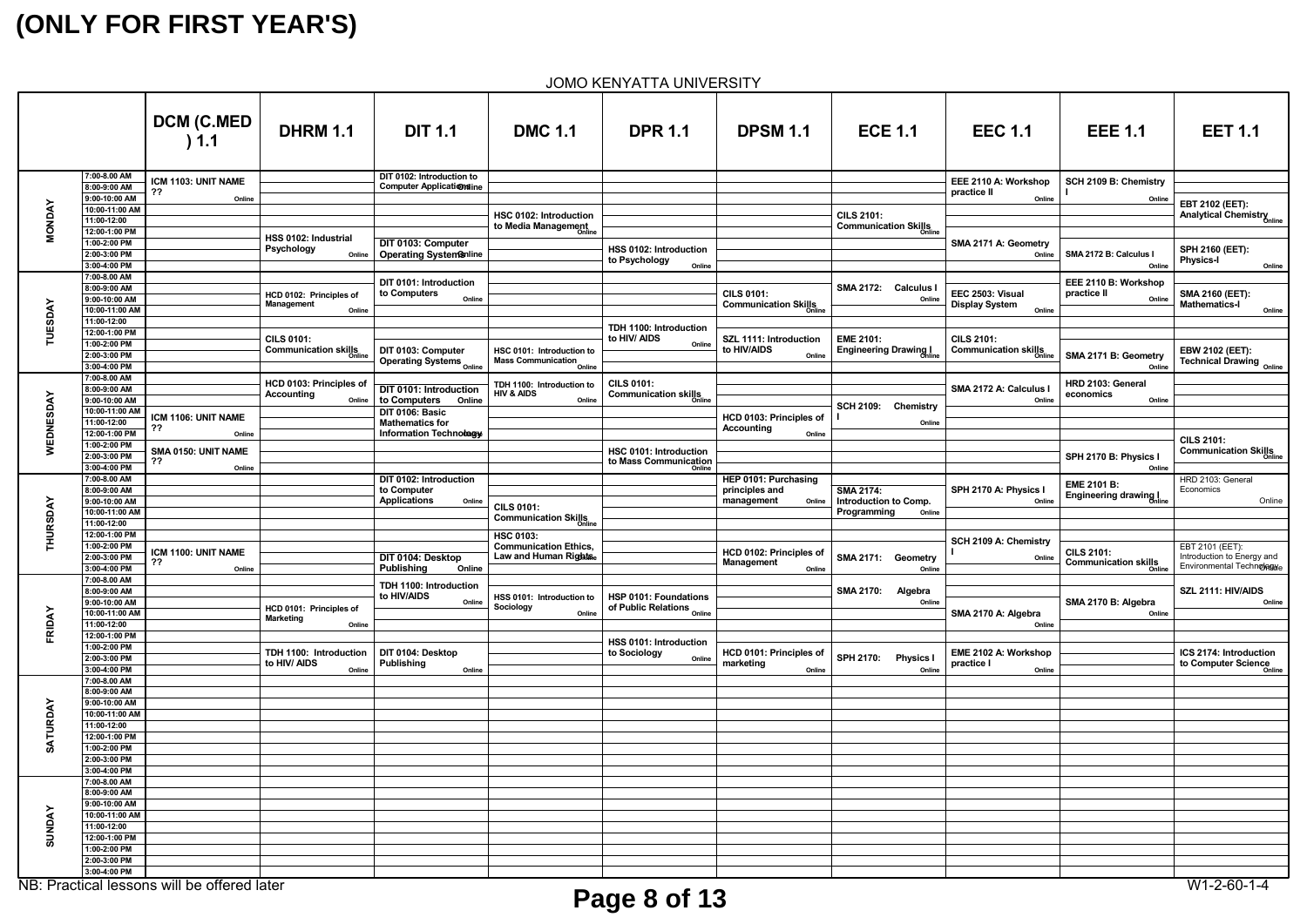# (ONLY FOR FIRST YEAR'S)

JOMO KENYATTA UNIVERSITY

| Day | Time | DCM (C.MED ) 1.1 | DHRM 1.1 | DIT 1.1 | DMC 1.1 | DPR 1.1 | DPSM 1.1 | ECE 1.1 | EEC 1.1 | EEE 1.1 | EET 1.1 |
|---|---|---|---|---|---|---|---|---|---|---|---|
| MONDAY | 7:00-8.00 AM | ICM 1103: UNIT NAME ?? Online | | DIT 0102: Introduction to Computer Applications Online | | | | | EEE 2110 A: Workshop practice II Online | SCH 2109 B: Chemistry I Online | |
| | 8:00-9:00 AM | | | | | | | | | | |
| | 9:00-10:00 AM | | | | | | | | | | EBT 2102 (EET): Analytical Chemistry Online |
| | 10:00-11:00 AM | | | | HSC 0102: Introduction to Media Management Online | | | CILS 2101: Communication Skills Online | | | |
| | 11:00-12:00 | | | | | | | | | | |
| | 12:00-1:00 PM | | HSS 0102: Industrial Psychology Online | | | | | | | | |
| | 1:00-2:00 PM | | | DIT 0103: Computer Operating Systems Online | | HSS 0102: Introduction to Psychology Online | | | SMA 2171 A: Geometry Online | | SPH 2160 (EET): Physics-I Online |
| | 2:00-3:00 PM | | | | | | | | | SMA 2172 B: Calculus I Online | |
| | 3:00-4:00 PM | | | | | | | | | | |
| TUESDAY | 7:00-8.00 AM | | | DIT 0101: Introduction to Computers Online | | | | SMA 2172: Calculus I Online | | EEE 2110 B: Workshop practice II Online | |
| | 8:00-9:00 AM | | HCD 0102: Principles of Management Online | | | | CILS 0101: Communication Skills Online | | EEC 2503: Visual Display System Online | | SMA 2160 (EET): Mathematics-I Online |
| | 9:00-10:00 AM | | | | | | | | | | |
| | 10:00-11:00 AM | | | | | | | | | | |
| | 11:00-12:00 | | | | | TDH 1100: Introduction to HIV/ AIDS Online | | | | | |
| | 12:00-1:00 PM | | CILS 0101: Communication skills Online | | | | SZL 1111: Introduction to HIV/AIDS Online | EME 2101: Engineering Drawing I Online | CILS 2101: Communication skills Online | | |
| | 1:00-2:00 PM | | | DIT 0103: Computer Operating Systems Online | HSC 0101: Introduction to Mass Communication Online | | | | | | EBW 2102 (EET): Technical Drawing Online |
| | 2:00-3:00 PM | | | | | | | | | SMA 2171 B: Geometry Online | |
| | 3:00-4:00 PM | | | | | | | | | | |
| WEDNESDAY | 7:00-8.00 AM | | HCD 0103: Principles of Accounting Online | | | CILS 0101: Communication skills Online | | | | | |
| | 8:00-9:00 AM | | | DIT 0101: Introduction to Computers Online | TDH 1100: Introduction to HIV & AIDS Online | | | | SMA 2172 A: Calculus I Online | HRD 2103: General economics Online | |
| | 9:00-10:00 AM | | | | | | | SCH 2109: Chemistry I Online | | | |
| | 10:00-11:00 AM | ICM 1106: UNIT NAME ?? Online | | DIT 0106: Basic Mathematics for Information Technology Online | | | HCD 0103: Principles of Accounting Online | | | | |
| | 11:00-12:00 | | | | | | | | | | |
| | 12:00-1:00 PM | | | | | | | | | | CILS 2101: Communication Skills Online |
| | 1:00-2:00 PM | SMA 0150: UNIT NAME ?? Online | | | | HSC 0101: Introduction to Mass Communication Online | | | | | |
| | 2:00-3:00 PM | | | | | | | | | SPH 2170 B: Physics I Online | |
| | 3:00-4:00 PM | | | | | | | | | | |
| THURSDAY | 7:00-8.00 AM | | | DIT 0102: Introduction to Computer Applications Online | | | HEP 0101: Purchasing principles and management Online | | | EME 2101 B: Engineering drawing I Online | HRD 2103: General Economics Online |
| | 8:00-9:00 AM | | | | | | | SMA 2174: Introduction to Comp. Programming Online | SPH 2170 A: Physics I Online | | |
| | 9:00-10:00 AM | | | | CILS 0101: Communication Skills Online | | | | | | |
| | 10:00-11:00 AM | | | | | | | | | | |
| | 11:00-12:00 | | | | | | | | | | |
| | 12:00-1:00 PM | | | | HSC 0103: Communication Ethics, Law and Human Rights Online | | | | SCH 2109 A: Chemistry I Online | | |
| | 1:00-2:00 PM | | | | | | HCD 0102: Principles of Management Online | | | CILS 2101: Communication skills Online | EBT 2101 (EET): Introduction to Energy and Environmental Technology Online |
| | 2:00-3:00 PM | ICM 1100: UNIT NAME ?? Online | | DIT 0104: Desktop Publishing Online | | | | SMA 2171: Geometry Online | | | |
| | 3:00-4:00 PM | | | | | | | | | | |
| FRIDAY | 7:00-8.00 AM | | | TDH 1100: Introduction to HIV/AIDS Online | | | | SMA 2170: Algebra Online | | | SZL 2111: HIV/AIDS Online |
| | 8:00-9:00 AM | | | | HSS 0101: Introduction to Sociology Online | HSP 0101: Foundations of Public Relations Online | | | | SMA 2170 B: Algebra Online | |
| | 9:00-10:00 AM | | HCD 0101: Principles of Marketing Online | | | | | | SMA 2170 A: Algebra Online | | |
| | 10:00-11:00 AM | | | | | | | | | | |
| | 11:00-12:00 | | | | | HSS 0101: Introduction to Sociology Online | | | | | |
| | 12:00-1:00 PM | | | | | | | | | | |
| | 1:00-2:00 PM | | TDH 1100: Introduction to HIV/ AIDS Online | DIT 0104: Desktop Publishing Online | | | HCD 0101: Principles of marketing Online | SPH 2170: Physics I Online | EME 2102 A: Workshop practice I Online | | ICS 2174: Introduction to Computer Science Online |
| | 2:00-3:00 PM | | | | | | | | | | |
| | 3:00-4:00 PM | | | | | | | | | | |
| SATURDAY | 7:00-8.00 AM | | | | | | | | | | |
| | 8:00-9:00 AM | | | | | | | | | | |
| | 9:00-10:00 AM | | | | | | | | | | |
| | 10:00-11:00 AM | | | | | | | | | | |
| | 11:00-12:00 | | | | | | | | | | |
| | 12:00-1:00 PM | | | | | | | | | | |
| | 1:00-2:00 PM | | | | | | | | | | |
| | 2:00-3:00 PM | | | | | | | | | | |
| | 3:00-4:00 PM | | | | | | | | | | |
| SUNDAY | 7:00-8.00 AM | | | | | | | | | | |
| | 8:00-9:00 AM | | | | | | | | | | |
| | 9:00-10:00 AM | | | | | | | | | | |
| | 10:00-11:00 AM | | | | | | | | | | |
| | 11:00-12:00 | | | | | | | | | | |
| | 12:00-1:00 PM | | | | | | | | | | |
| | 1:00-2:00 PM | | | | | | | | | | |
| | 2:00-3:00 PM | | | | | | | | | | |
| | 3:00-4:00 PM | | | | | | | | | | |

NB: Practical lessons will be offered later

W1-2-60-1-4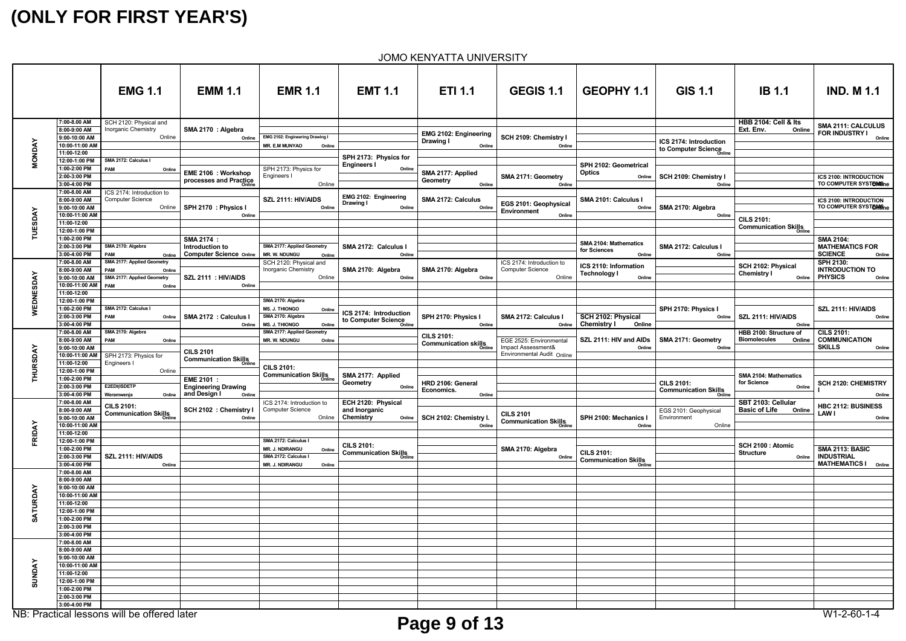# (ONLY FOR FIRST YEAR'S)

JOMO KENYATTA UNIVERSITY

| Day | Time | EMG 1.1 | EMM 1.1 | EMR 1.1 | EMT 1.1 | ETI 1.1 | GEGIS 1.1 | GEOPHY 1.1 | GIS 1.1 | IB 1.1 | IND. M 1.1 |
|---|---|---|---|---|---|---|---|---|---|---|---|
| MONDAY | 7:00-8.00 AM | SCH 2120: Physical and Inorganic Chemistry Online | | | | | | | | HBB 2104: Cell & Its Ext. Env. Online | SMA 2111: CALCULUS FOR INDUSTRY I Online |
| | 8:00-9:00 AM | | SMA 2170 : Algebra Online | | | EMG 2102: Engineering Drawing I Online | SCH 2109: Chemistry I Online | | | | |
| | 9:00-10:00 AM | | | EMG 2102: Engineering Drawing I | | | | | ICS 2174: Introduction to Computer Science Online | | |
| | 10:00-11:00 AM | | | MR. E.M MUNYAO Online | | | | | | | |
| | 11:00-12:00 | | | | SPH 2173: Physics for Engineers I Online | | | | | | |
| | 12:00-1:00 PM | SMA 2172: Calculus I | | | | | | SPH 2102: Geometrical Optics Online | | | |
| | 1:00-2:00 PM | PAM Online | EME 2106 : Workshop processes and Practice Online | SPH 2173: Physics for Engineers I Online | | SMA 2177: Applied Geometry Online | SMA 2171: Geometry Online | | SCH 2109: Chemistry I Online | | |
| | 2:00-3:00 PM | | | | | | | | | | ICS 2100: INTRODUCTION TO COMPUTER SYSTEMS Online |
| | 3:00-4:00 PM | | | | | | | | | | |
| TUESDAY | 7:00-8.00 AM | ICS 2174: Introduction to Computer Science Online | | | EMG 2102: Engineering Drawing I Online | | | | | | |
| | 8:00-9:00 AM | | | SZL 2111: HIV/AIDS Online | | SMA 2172: Calculus Online | EGS 2101: Geophysical Environment Online | SMA 2101: Calculus I Online | | | ICS 2100: INTRODUCTION TO COMPUTER SYSTEMS Online |
| | 9:00-10:00 AM | | SPH 2170 : Physics I Online | | | | | | SMA 2170: Algebra Online | | |
| | 10:00-11:00 AM | | | | | | | | | CILS 2101: Communication Skills Online | |
| | 11:00-12:00 | | | | | | | | | | |
| | 12:00-1:00 PM | | | | | | | | | | |
| | 1:00-2:00 PM | | SMA 2174 : Introduction to Computer Science Online | | | | | SMA 2104: Mathematics for Sciences Online | | | SMA 2104: MATHEMATICS FOR SCIENCE Online |
| | 2:00-3:00 PM | SMA 2170: Algebra | | SMA 2177: Applied Geometry | SMA 2172: Calculus I Online | | | | SMA 2172: Calculus I Online | | |
| | 3:00-4:00 PM | PAM Online | | MR. W. NDUNGU Online | | | | | | | |
| WEDNESDAY | 7:00-8.00 AM | SMA 2177: Applied Geometry | | SCH 2120: Physical and Inorganic Chemistry Online | | | ICS 2174: Introduction to Computer Science Online | ICS 2110: Information Technology I Online | | SCH 2102: Physical Chemistry I Online | SPH 2130: INTRODUCTION TO PHYSICS Online |
| | 8:00-9:00 AM | PAM Online | | | SMA 2170: Algebra Online | SMA 2170: Algebra Online | | | | | |
| | 9:00-10:00 AM | SMA 2177: Applied Geometry | SZL 2111 : HIV/AIDS Online | | | | | | | | |
| | 10:00-11:00 AM | PAM Online | | | | | | | | | |
| | 11:00-12:00 | | | | | | | | | | |
| | 12:00-1:00 PM | | | SMA 2170: Algebra | | | | | | | |
| | 1:00-2:00 PM | SMA 2172: Calculus I | | MS. J. THIONGO Online | ICS 2174: Introduction to Computer Science Online | | | | SPH 2170: Physics I Online | | SZL 2111: HIV/AIDS Online |
| | 2:00-3:00 PM | PAM Online | SMA 2172 : Calculus I Online | SMA 2170: Algebra | | SPH 2170: Physics I Online | SMA 2172: Calculus I Online | SCH 2102: Physical Chemistry I Online | | SZL 2111: HIV/AIDS Online | |
| | 3:00-4:00 PM | | | MS. J. THIONGO Online | | | | | | | |
| THURSDAY | 7:00-8.00 AM | SMA 2170: Algebra | | SMA 2177: Applied Geometry | | CILS 2101: Communication skills Online | | | | HBB 2100: Structure of Biomolecules Online | CILS 2101: COMMUNICATION SKILLS Online |
| | 8:00-9:00 AM | PAM Online | | MR. W. NDUNGU Online | | | EGE 2525: Environmental Impact Assessment& Environmental Audit Online | SZL 2111: HIV and AIDs Online | SMA 2171: Geometry Online | | |
| | 9:00-10:00 AM | | CILS 2101 Communication Skills Online | | | | | | | | |
| | 10:00-11:00 AM | SPH 2173: Physics for Engineers I Online | | | | | | | | | |
| | 11:00-12:00 | | | CILS 2101: Communication Skills Online | | | | | | | |
| | 12:00-1:00 PM | | | | SMA 2177: Applied Geometry Online | | | | | | |
| | 1:00-2:00 PM | | EME 2101 : Engineering Drawing and Design I Online | | | HRD 2106: General Economics. Online | | | | SMA 2104: Mathematics for Science Online | SCH 2120: CHEMISTRY I Online |
| | 2:00-3:00 PM | E2EDI/ISDETP | | | | | | | CILS 2101: Communication Skills Online | | |
| | 3:00-4:00 PM | Weramwenja Online | | | | | | | | | |
| FRIDAY | 7:00-8.00 AM | CILS 2101: Communication Skills Online | | ICS 2174: Introduction to Computer Science Online | ECH 2120: Physical and Inorganic Chemistry Online | | | | | SBT 2103: Cellular Basic of Life Online | HBC 2112: BUSINESS LAW I Online |
| | 8:00-9:00 AM | | SCH 2102 : Chemistry I Online | | | | CILS 2101 Communication Skills Online | | EGS 2101: Geophysical Environment Online | | |
| | 9:00-10:00 AM | | | | | SCH 2102: Chemistry I. Online | | SPH 2100: Mechanics I Online | | | |
| | 10:00-11:00 AM | | | | | | | | | | |
| | 11:00-12:00 | | | | | | | | | | |
| | 12:00-1:00 PM | | | SMA 2172: Calculus I | | | | | | SCH 2100 : Atomic Structure Online | |
| | 1:00-2:00 PM | | | MR. J. NDIRANGU Online | CILS 2101: Communication Skills Online | | SMA 2170: Algebra Online | CILS 2101: Communication Skills Online | | | SMA 2113: BASIC INDUSTRIAL MATHEMATICS I Online |
| | 2:00-3:00 PM | SZL 2111: HIV/AIDS Online | | SMA 2172: Calculus I | | | | | | | |
| | 3:00-4:00 PM | | | MR. J. NDIRANGU Online | | | | | | | |
| SATURDAY | 7:00-8.00 AM | | | | | | | | | | |
| | 8:00-9:00 AM | | | | | | | | | | |
| | 9:00-10:00 AM | | | | | | | | | | |
| | 10:00-11:00 AM | | | | | | | | | | |
| | 11:00-12:00 | | | | | | | | | | |
| | 12:00-1:00 PM | | | | | | | | | | |
| | 1:00-2:00 PM | | | | | | | | | | |
| | 2:00-3:00 PM | | | | | | | | | | |
| | 3:00-4:00 PM | | | | | | | | | | |
| SUNDAY | 7:00-8.00 AM | | | | | | | | | | |
| | 8:00-9:00 AM | | | | | | | | | | |
| | 9:00-10:00 AM | | | | | | | | | | |
| | 10:00-11:00 AM | | | | | | | | | | |
| | 11:00-12:00 | | | | | | | | | | |
| | 12:00-1:00 PM | | | | | | | | | | |
| | 1:00-2:00 PM | | | | | | | | | | |
| | 2:00-3:00 PM | | | | | | | | | | |
| | 3:00-4:00 PM | | | | | | | | | | |

NB: Practical lessons will be offered later

W1-2-60-1-4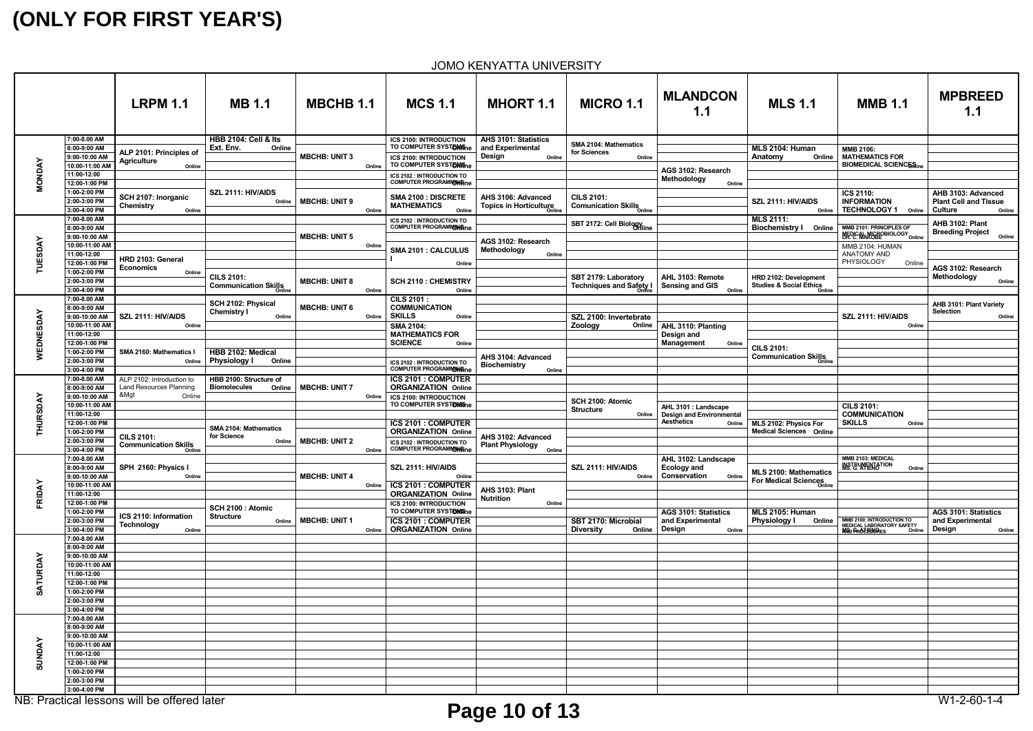# (ONLY FOR FIRST YEAR'S)

JOMO KENYATTA UNIVERSITY

| | | LRPM 1.1 | MB 1.1 | MBCHB 1.1 | MCS 1.1 | MHORT 1.1 | MICRO 1.1 | MLANDCON 1.1 | MLS 1.1 | MMB 1.1 | MPBREED 1.1 |
|---|---|---|---|---|---|---|---|---|---|---|---|
| MONDAY | 7:00-8.00 AM | | HBB 2104: Cell & Its Ext. Env. Online | | ICS 2100: INTRODUCTION TO COMPUTER SYSTEMS Online | AHS 3101: Statistics and Experimental Design Online | SMA 2104: Mathematics for Sciences Online | | | | |
| | 8:00-9:00 AM | ALP 2101: Principles of Agriculture Online | | MBCHB: UNIT 3 Online | | | | | MLS 2104: Human Anatomy Online | MMB 2106: MATHEMATICS FOR BIOMEDICAL SCIENCES Online | |
| | 9:00-10:00 AM | | | | ICS 2100: INTRODUCTION TO COMPUTER SYSTEMS Online | | | | | | |
| | 10:00-11:00 AM | | | | | | | AGS 3102: Research Methodology Online | | | |
| | 11:00-12:00 | | | | ICS 2102 : INTRODUCTION TO COMPUTER PROGRAMMING Online | | | | | | |
| | 12:00-1:00 PM | | | | | | | | | | |
| | 1:00-2:00 PM | SCH 2107: Inorganic Chemistry Online | SZL 2111: HIV/AIDS Online | MBCHB: UNIT 9 Online | SMA 2100 : DISCRETE MATHEMATICS Online | AHS 3106: Advanced Topics in Horticulture Online | CILS 2101: Comunication Skills Online | | SZL 2111: HIV/AIDS Online | ICS 2110: INFORMATION TECHNOLOGY 1 Online | AHB 3103: Advanced Plant Cell and Tissue Culture Online |
| | 2:00-3:00 PM | | | | | | | | | | |
| | 3:00-4:00 PM | | | | | | | | | | |
| TUESDAY | 7:00-8.00 AM | | | | ICS 2102 : INTRODUCTION TO COMPUTER PROGRAMMING Online | | SBT 2172: Cell Biology Online | | MLS 2111: Biochemistry I Online | MMB 2101: PRINCIPLES OF MEDICAL MICROBIOLOGY DR. C. MAKOBE Online | AHB 3102: Plant Breeding Project Online |
| | 8:00-9:00 AM | | | | | | | | | | |
| | 9:00-10:00 AM | | | MBCHB: UNIT 5 Online | | AGS 3102: Research Methodology Online | | | | | |
| | 10:00-11:00 AM | | | | SMA 2101 : CALCULUS I Online | | | | | MMB 2104: HUMAN ANATOMY AND PHYSIOLOGY Online | |
| | 11:00-12:00 | HRD 2103: General Economics Online | | | | | | | | | |
| | 12:00-1:00 PM | | | | | | | | | | |
| | 1:00-2:00 PM | | CILS 2101: Communication Skills Online | MBCHB: UNIT 8 Online | SCH 2110 : CHEMISTRY Online | | SBT 2179: Laboratory Techniques and Safety I Online | AHL 3103: Remote Sensing and GIS Online | HRD 2102: Development Studies & Social Ethics Online | | AGS 3102: Research Methodology Online |
| | 2:00-3:00 PM | | | | | | | | | | |
| | 3:00-4:00 PM | | | | | | | | | | |
| WEDNESDAY | 7:00-8.00 AM | | SCH 2102: Physical Chemistry I Online | MBCHB: UNIT 6 Online | CILS 2101 : COMMUNICATION SKILLS Online | | | | | | AHB 3101: Plant Variety Selection Online |
| | 8:00-9:00 AM | | | | | | | | | | |
| | 9:00-10:00 AM | SZL 2111: HIV/AIDS Online | | | | | SZL 2100: Invertebrate Zoology Online | | | SZL 2111: HIV/AIDS Online | |
| | 10:00-11:00 AM | | | | SMA 2104: MATHEMATICS FOR SCIENCE Online | | | AHL 3110: Planting Design and Management Online | | | |
| | 11:00-12:00 | | | | | | | | | | |
| | 12:00-1:00 PM | | | | | | | | | | |
| | 1:00-2:00 PM | SMA 2160: Mathematics I Online | HBB 2102: Medical Physiology I Online | | | AHS 3104: Advanced Biochemistry Online | | | CILS 2101: Communication Skills Online | | |
| | 2:00-3:00 PM | | | | ICS 2102 : INTRODUCTION TO COMPUTER PROGRAMMING Online | | | | | | |
| | 3:00-4:00 PM | | | | | | | | | | |
| THURSDAY | 7:00-8.00 AM | ALP 2102: Introduction to Land Resources Planning &Mgt Online | HBB 2100: Structure of Biomolecules Online | MBCHB: UNIT 7 Online | ICS 2101 : COMPUTER ORGANIZATION Online | | | | | | |
| | 8:00-9:00 AM | | | | ICS 2100: INTRODUCTION TO COMPUTER SYSTEMS Online | | | | | | |
| | 9:00-10:00 AM | | | | | | SCH 2100: Atomic Structure Online | | | | |
| | 10:00-11:00 AM | | | | | | | AHL 3101 : Landscape Design and Environmental Aesthetics Online | | CILS 2101: COMMUNICATION SKILLS Online | |
| | 11:00-12:00 | | | | | | | | | | |
| | 12:00-1:00 PM | | SMA 2104: Mathematics for Science Online | | ICS 2101 : COMPUTER ORGANIZATION Online | | | | MLS 2102: Physics For Medical Sciences Online | | |
| | 1:00-2:00 PM | CILS 2101: Communication Skills Online | | MBCHB: UNIT 2 Online | ICS 2102 : INTRODUCTION TO COMPUTER PROGRAMMING Online | AHS 3102: Advanced Plant Physiology Online | | | | | |
| | 2:00-3:00 PM | | | | | | | | | | |
| | 3:00-4:00 PM | | | | | | | | | | |
| FRIDAY | 7:00-8.00 AM | | | | | | | AHL 3102: Landscape Ecology and Conservation Online | | MMB 2103: MEDICAL INSTRUMENTATION MS. G. ATIENO Online | |
| | 8:00-9:00 AM | SPH 2160: Physics I Online | | | SZL 2111: HIV/AIDS Online | | SZL 2111: HIV/AIDS Online | | MLS 2100: Mathematics For Medical Sciences Online | | |
| | 9:00-10:00 AM | | | MBCHB: UNIT 4 Online | | | | | | | |
| | 10:00-11:00 AM | | | | ICS 2101 : COMPUTER ORGANIZATION Online | AHS 3103: Plant Nutrition Online | | | | | |
| | 11:00-12:00 | | | | | | | | | | |
| | 12:00-1:00 PM | | SCH 2100 : Atomic Structure Online | | ICS 2100: INTRODUCTION TO COMPUTER SYSTEMS Online | | | | | | |
| | 1:00-2:00 PM | ICS 2110: Information Technology Online | | MBCHB: UNIT 1 Online | ICS 2101 : COMPUTER ORGANIZATION Online | | SBT 2170: Microbial Diversity Online | AGS 3101: Statistics and Experimental Design Online | MLS 2105: Human Physiology I Online | MMB 2100: INTRODUCTION TO MEDICAL LABORATORY SAFETY AND PROCEDURES MS. G. ATIENO Online | AGS 3101: Statistics and Experimental Design Online |
| | 2:00-3:00 PM | | | | | | | | | | |
| | 3:00-4:00 PM | | | | | | | | | | |
| SATURDAY | 7:00-8.00 AM | | | | | | | | | | |
| | 8:00-9:00 AM | | | | | | | | | | |
| | 9:00-10:00 AM | | | | | | | | | | |
| | 10:00-11:00 AM | | | | | | | | | | |
| | 11:00-12:00 | | | | | | | | | | |
| | 12:00-1:00 PM | | | | | | | | | | |
| | 1:00-2:00 PM | | | | | | | | | | |
| | 2:00-3:00 PM | | | | | | | | | | |
| | 3:00-4:00 PM | | | | | | | | | | |
| SUNDAY | 7:00-8.00 AM | | | | | | | | | | |
| | 8:00-9:00 AM | | | | | | | | | | |
| | 9:00-10:00 AM | | | | | | | | | | |
| | 10:00-11:00 AM | | | | | | | | | | |
| | 11:00-12:00 | | | | | | | | | | |
| | 12:00-1:00 PM | | | | | | | | | | |
| | 1:00-2:00 PM | | | | | | | | | | |
| | 2:00-3:00 PM | | | | | | | | | | |
| | 3:00-4:00 PM | | | | | | | | | | |

NB: Practical lessons will be offered later

W1-2-60-1-4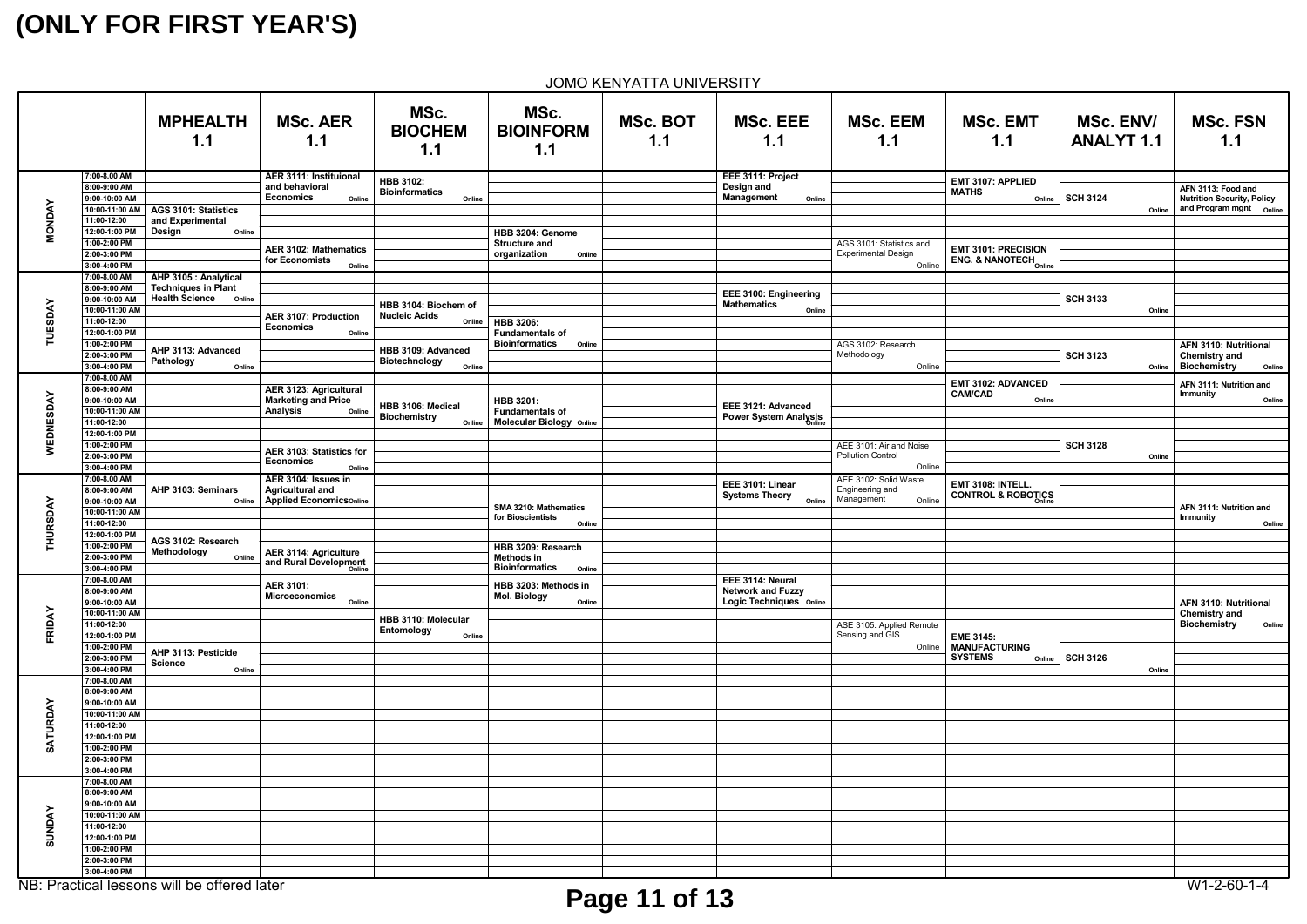# (ONLY FOR FIRST YEAR'S)

JOMO KENYATTA UNIVERSITY

| Day | Time | MPHEALTH 1.1 | MSc. AER 1.1 | MSc. BIOCHEM 1.1 | MSc. BIOINFORM 1.1 | MSc. BOT 1.1 | MSc. EEE 1.1 | MSc. EEM 1.1 | MSc. EMT 1.1 | MSc. ENV/ ANALYT 1.1 | MSc. FSN 1.1 |
|---|---|---|---|---|---|---|---|---|---|---|---|
| MONDAY | 7:00-8.00 AM | | AER 3111: Instituional and behavioral Economics Online | HBB 3102: Bioinformatics Online | | | EEE 3111: Project Design and Management Online | | EMT 3107: APPLIED MATHS Online | | |
| | 8:00-9:00 AM | | | | | | | | | | AFN 3113: Food and Nutrition Security, Policy and Program mgnt Online |
| | 9:00-10:00 AM | | | | | | | | | SCH 3124 Online | |
| | 10:00-11:00 AM | AGS 3101: Statistics and Experimental Design Online | | | | | | | | | |
| | 11:00-12:00 | | | | | | | | | | |
| | 12:00-1:00 PM | | | | HBB 3204: Genome Structure and organization Online | | | | | | |
| | 1:00-2:00 PM | | AER 3102: Mathematics for Economists Online | | | | | AGS 3101: Statistics and Experimental Design Online | EMT 3101: PRECISION ENG. & NANOTECH Online | | |
| | 2:00-3:00 PM | | | | | | | | | | |
| | 3:00-4:00 PM | | | | | | | | | | |
| TUESDAY | 7:00-8.00 AM | AHP 3105 : Analytical Techniques in Plant Health Science Online | | | | | | | | | |
| | 8:00-9:00 AM | | | | | | EEE 3100: Engineering Mathematics Online | | | | |
| | 9:00-10:00 AM | | | HBB 3104: Biochem of Nucleic Acids Online | | | | | | SCH 3133 Online | |
| | 10:00-11:00 AM | | AER 3107: Production Economics Online | | | | | | | | |
| | 11:00-12:00 | | | | HBB 3206: Fundamentals of Bioinformatics Online | | | | | | |
| | 12:00-1:00 PM | | | | | | | | | | |
| | 1:00-2:00 PM | AHP 3113: Advanced Pathology Online | | HBB 3109: Advanced Biotechnology Online | | | | AGS 3102: Research Methodology Online | | | AFN 3110: Nutritional Chemistry and Biochemistry Online |
| | 2:00-3:00 PM | | | | | | | | | SCH 3123 Online | |
| | 3:00-4:00 PM | | | | | | | | | | |
| WEDNESDAY | 7:00-8.00 AM | | | | | | | | EMT 3102: ADVANCED CAM/CAD Online | | |
| | 8:00-9:00 AM | | AER 3123: Agricultural Marketing and Price Analysis Online | | | | | | | | AFN 3111: Nutrition and Immunity Online |
| | 9:00-10:00 AM | | | HBB 3106: Medical Biochemistry Online | HBB 3201: Fundamentals of Molecular Biology Online | | EEE 3121: Advanced Power System Analysis Online | | | | |
| | 10:00-11:00 AM | | | | | | | | | | |
| | 11:00-12:00 | | | | | | | | | | |
| | 12:00-1:00 PM | | | | | | | | | | |
| | 1:00-2:00 PM | | AER 3103: Statistics for Economics Online | | | | | AEE 3101: Air and Noise Pollution Control Online | | SCH 3128 Online | |
| | 2:00-3:00 PM | | | | | | | | | | |
| | 3:00-4:00 PM | | | | | | | | | | |
| THURSDAY | 7:00-8.00 AM | | AER 3104: Issues in Agricultural and Applied Economics Online | | | | EEE 3101: Linear Systems Theory Online | AEE 3102: Solid Waste Engineering and Management Online | EMT 3108: INTELL. CONTROL & ROBOTICS Online | | |
| | 8:00-9:00 AM | AHP 3103: Seminars Online | | | | | | | | | |
| | 9:00-10:00 AM | | | | SMA 3210: Mathematics for Bioscientists Online | | | | | | AFN 3111: Nutrition and Immunity Online |
| | 10:00-11:00 AM | | | | | | | | | | |
| | 11:00-12:00 | | | | | | | | | | |
| | 12:00-1:00 PM | AGS 3102: Research Methodology Online | | | | | | | | | |
| | 1:00-2:00 PM | | AER 3114: Agriculture and Rural Development Online | | HBB 3209: Research Methods in Bioinformatics Online | | | | | | |
| | 2:00-3:00 PM | | | | | | | | | | |
| | 3:00-4:00 PM | | | | | | | | | | |
| FRIDAY | 7:00-8.00 AM | | AER 3101: Microeconomics Online | | HBB 3203: Methods in Mol. Biology Online | | EEE 3114: Neural Network and Fuzzy Logic Techniques Online | | | | |
| | 8:00-9:00 AM | | | | | | | | | | |
| | 9:00-10:00 AM | | | | | | | | | | AFN 3110: Nutritional Chemistry and Biochemistry Online |
| | 10:00-11:00 AM | | | HBB 3110: Molecular Entomology Online | | | | | | | |
| | 11:00-12:00 | | | | | | | ASE 3105: Applied Remote Sensing and GIS Online | | | |
| | 12:00-1:00 PM | | | | | | | | EME 3145: MANUFACTURING SYSTEMS Online | | |
| | 1:00-2:00 PM | AHP 3113: Pesticide Science Online | | | | | | | | | |
| | 2:00-3:00 PM | | | | | | | | | SCH 3126 Online | |
| | 3:00-4:00 PM | | | | | | | | | | |
| SATURDAY | 7:00-8.00 AM | | | | | | | | | | |
| | 8:00-9:00 AM | | | | | | | | | | |
| | 9:00-10:00 AM | | | | | | | | | | |
| | 10:00-11:00 AM | | | | | | | | | | |
| | 11:00-12:00 | | | | | | | | | | |
| | 12:00-1:00 PM | | | | | | | | | | |
| | 1:00-2:00 PM | | | | | | | | | | |
| | 2:00-3:00 PM | | | | | | | | | | |
| | 3:00-4:00 PM | | | | | | | | | | |
| SUNDAY | 7:00-8.00 AM | | | | | | | | | | |
| | 8:00-9:00 AM | | | | | | | | | | |
| | 9:00-10:00 AM | | | | | | | | | | |
| | 10:00-11:00 AM | | | | | | | | | | |
| | 11:00-12:00 | | | | | | | | | | |
| | 12:00-1:00 PM | | | | | | | | | | |
| | 1:00-2:00 PM | | | | | | | | | | |
| | 2:00-3:00 PM | | | | | | | | | | |
| | 3:00-4:00 PM | | | | | | | | | | |

NB: Practical lessons will be offered later

W1-2-60-1-4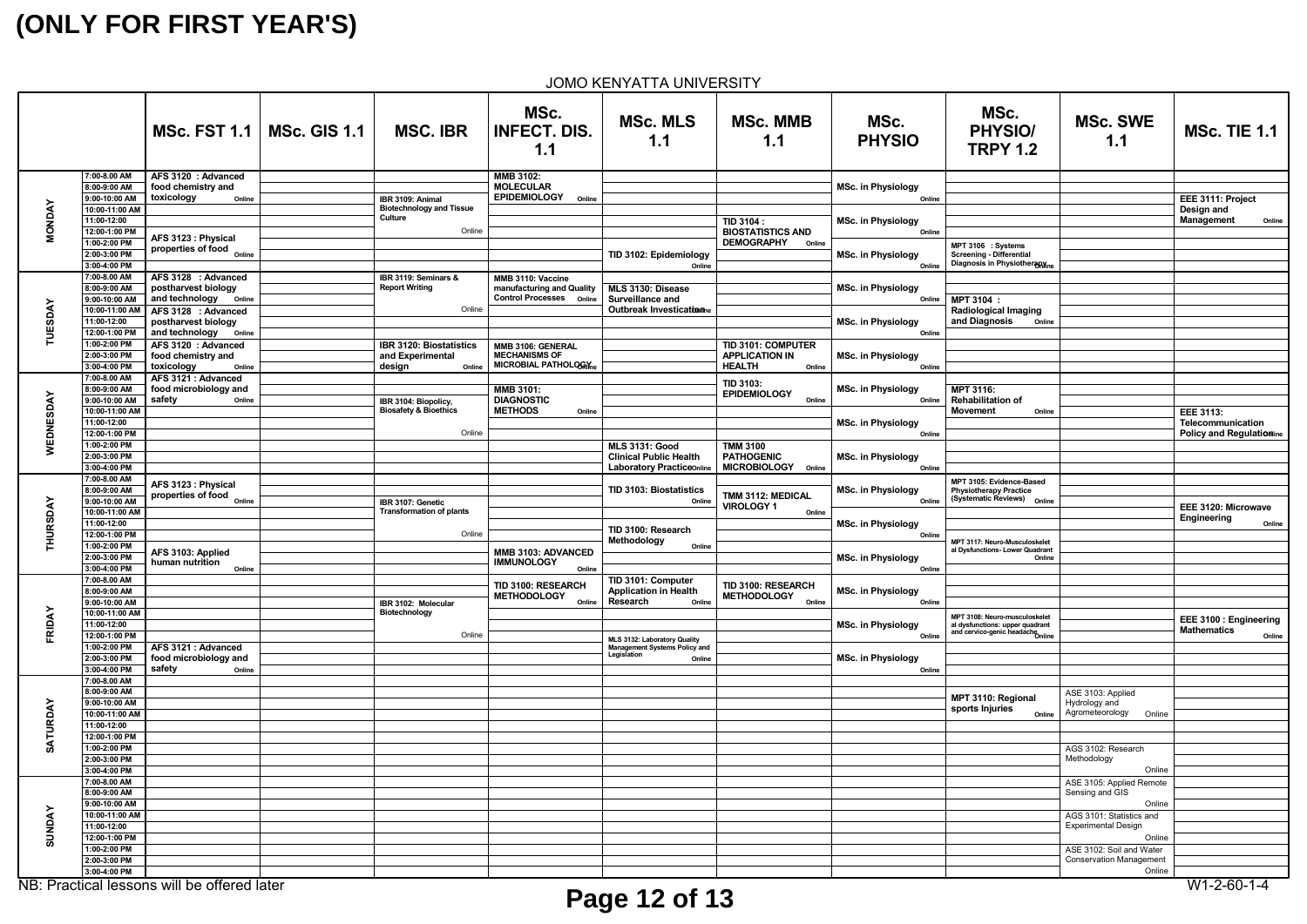# (ONLY FOR FIRST YEAR'S)

JOMO KENYATTA UNIVERSITY

| | | MSc. FST 1.1 | MSc. GIS 1.1 | MSC. IBR | MSc. INFECT. DIS. 1.1 | MSc. MLS 1.1 | MSc. MMB 1.1 | MSc. PHYSIO | MSc. PHYSIO/ TRPY 1.2 | MSc. SWE 1.1 | MSc. TIE 1.1 |
|---|---|---|---|---|---|---|---|---|---|---|---|
| MONDAY | 7:00-8.00 AM | AFS 3120 : Advanced food chemistry and toxicology Online | | | MMB 3102: MOLECULAR EPIDEMIOLOGY Online | | | | | | |
| | 8:00-9:00 AM | | | | | | | MSc. in Physiology Online | | | |
| | 9:00-10:00 AM | | | IBR 3109: Animal Biotechnology and Tissue Culture Online | | | | | | | EEE 3111: Project Design and Management Online |
| | 10:00-11:00 AM | | | | | | | | | | |
| | 11:00-12:00 | | | | | | TID 3104 : BIOSTATISTICS AND DEMOGRAPHY Online | MSc. in Physiology Online | | | |
| | 12:00-1:00 PM | AFS 3123 : Physical properties of food Online | | | | | | | | | |
| | 1:00-2:00 PM | | | | | | | | MPT 3106 : Systems Screening - Differential Diagnosis in Physiotherapy Online | | |
| | 2:00-3:00 PM | | | | | TID 3102: Epidemiology Online | | MSc. in Physiology Online | | | |
| | 3:00-4:00 PM | | | | | | | | | | |
| TUESDAY | 7:00-8.00 AM | AFS 3128 : Advanced postharvest biology and technology Online | | IBR 3119: Seminars & Report Writing Online | MMB 3110: Vaccine manufacturing and Quality Control Processes Online | | | | | | |
| | 8:00-9:00 AM | | | | | MLS 3130: Disease Surveillance and Outbreak Investigation Online | | MSc. in Physiology Online | | | |
| | 9:00-10:00 AM | | | | | | | | MPT 3104 : Radiological Imaging and Diagnosis Online | | |
| | 10:00-11:00 AM | AFS 3128 : Advanced postharvest biology and technology Online | | | | | | | | | |
| | 11:00-12:00 | | | | | | | MSc. in Physiology Online | | | |
| | 12:00-1:00 PM | | | | | | | | | | |
| | 1:00-2:00 PM | AFS 3120 : Advanced food chemistry and toxicology Online | | IBR 3120: Biostatistics and Experimental design Online | MMB 3106: GENERAL MECHANISMS OF MICROBIAL PATHOLOGY Online | | TID 3101: COMPUTER APPLICATION IN HEALTH Online | | | | |
| | 2:00-3:00 PM | | | | | | | MSc. in Physiology Online | | | |
| | 3:00-4:00 PM | | | | | | | | | | |
| WEDNESDAY | 7:00-8.00 AM | AFS 3121 : Advanced food microbiology and safety Online | | | | | TID 3103: EPIDEMIOLOGY Online | | | | |
| | 8:00-9:00 AM | | | | MMB 3101: DIAGNOSTIC METHODS Online | | | MSc. in Physiology Online | MPT 3116: Rehabilitation of Movement Online | | |
| | 9:00-10:00 AM | | | IBR 3104: Biopolicy, Biosafety & Bioethics Online | | | | | | | |
| | 10:00-11:00 AM | | | | | | | | | | EEE 3113: Telecommunication Policy and Regulation Online |
| | 11:00-12:00 | | | | | | | MSc. in Physiology Online | | | |
| | 12:00-1:00 PM | | | | | | | | | | |
| | 1:00-2:00 PM | | | | | MLS 3131: Good Clinical Public Health Laboratory Practice Online | TMM 3100 PATHOGENIC MICROBIOLOGY Online | | | | |
| | 2:00-3:00 PM | | | | | | | MSc. in Physiology Online | | | |
| | 3:00-4:00 PM | | | | | | | | | | |
| THURSDAY | 7:00-8.00 AM | AFS 3123 : Physical properties of food Online | | | | | | | MPT 3105: Evidence-Based Physiotherapy Practice (Systematic Reviews) Online | | |
| | 8:00-9:00 AM | | | | | TID 3103: Biostatistics Online | TMM 3112: MEDICAL VIROLOGY 1 Online | MSc. in Physiology Online | | | |
| | 9:00-10:00 AM | | | IBR 3107: Genetic Transformation of plants Online | | | | | | | EEE 3120: Microwave Engineering Online |
| | 10:00-11:00 AM | | | | | | | | | | |
| | 11:00-12:00 | | | | | TID 3100: Research Methodology Online | | MSc. in Physiology Online | | | |
| | 12:00-1:00 PM | | | | | | | | MPT 3117: Neuro-Musculoskeletal Dysfunctions- Lower Quadrant Online | | |
| | 1:00-2:00 PM | AFS 3103: Applied human nutrition Online | | | MMB 3103: ADVANCED IMMUNOLOGY Online | | | | | | |
| | 2:00-3:00 PM | | | | | | | MSc. in Physiology Online | | | |
| | 3:00-4:00 PM | | | | | | | | | | |
| FRIDAY | 7:00-8.00 AM | | | | TID 3100: RESEARCH METHODOLOGY Online | TID 3101: Computer Application in Health Research Online | TID 3100: RESEARCH METHODOLOGY Online | | | | |
| | 8:00-9:00 AM | | | | | | | MSc. in Physiology Online | | | |
| | 9:00-10:00 AM | | | IBR 3102: Molecular Biotechnology Online | | | | | | | |
| | 10:00-11:00 AM | | | | | | | | MPT 3108: Neuro-musculoskeletal dysfunctions: upper quadrant and cervico-genic headache Online | | EEE 3100 : Engineering Mathematics Online |
| | 11:00-12:00 | | | | | | | MSc. in Physiology Online | | | |
| | 12:00-1:00 PM | | | | | MLS 3132: Laboratory Quality Management Systems Policy and Legislation Online | | | | | |
| | 1:00-2:00 PM | AFS 3121 : Advanced food microbiology and safety Online | | | | | | | | | |
| | 2:00-3:00 PM | | | | | | | MSc. in Physiology Online | | | |
| | 3:00-4:00 PM | | | | | | | | | | |
| SATURDAY | 7:00-8.00 AM | | | | | | | | | | |
| | 8:00-9:00 AM | | | | | | | | MPT 3110: Regional sports Injuries Online | ASE 3103: Applied Hydrology and Agrometeorology Online | |
| | 9:00-10:00 AM | | | | | | | | | | |
| | 10:00-11:00 AM | | | | | | | | | | |
| | 11:00-12:00 | | | | | | | | | | |
| | 12:00-1:00 PM | | | | | | | | | | |
| | 1:00-2:00 PM | | | | | | | | | AGS 3102: Research Methodology Online | |
| | 2:00-3:00 PM | | | | | | | | | | |
| | 3:00-4:00 PM | | | | | | | | | | |
| SUNDAY | 7:00-8.00 AM | | | | | | | | | ASE 3105: Applied Remote Sensing and GIS Online | |
| | 8:00-9:00 AM | | | | | | | | | | |
| | 9:00-10:00 AM | | | | | | | | | | |
| | 10:00-11:00 AM | | | | | | | | | AGS 3101: Statistics and Experimental Design Online | |
| | 11:00-12:00 | | | | | | | | | | |
| | 12:00-1:00 PM | | | | | | | | | | |
| | 1:00-2:00 PM | | | | | | | | | ASE 3102: Soil and Water Conservation Management Online | |
| | 2:00-3:00 PM | | | | | | | | | | |
| | 3:00-4:00 PM | | | | | | | | | | |

NB: Practical lessons will be offered later

W1-2-60-1-4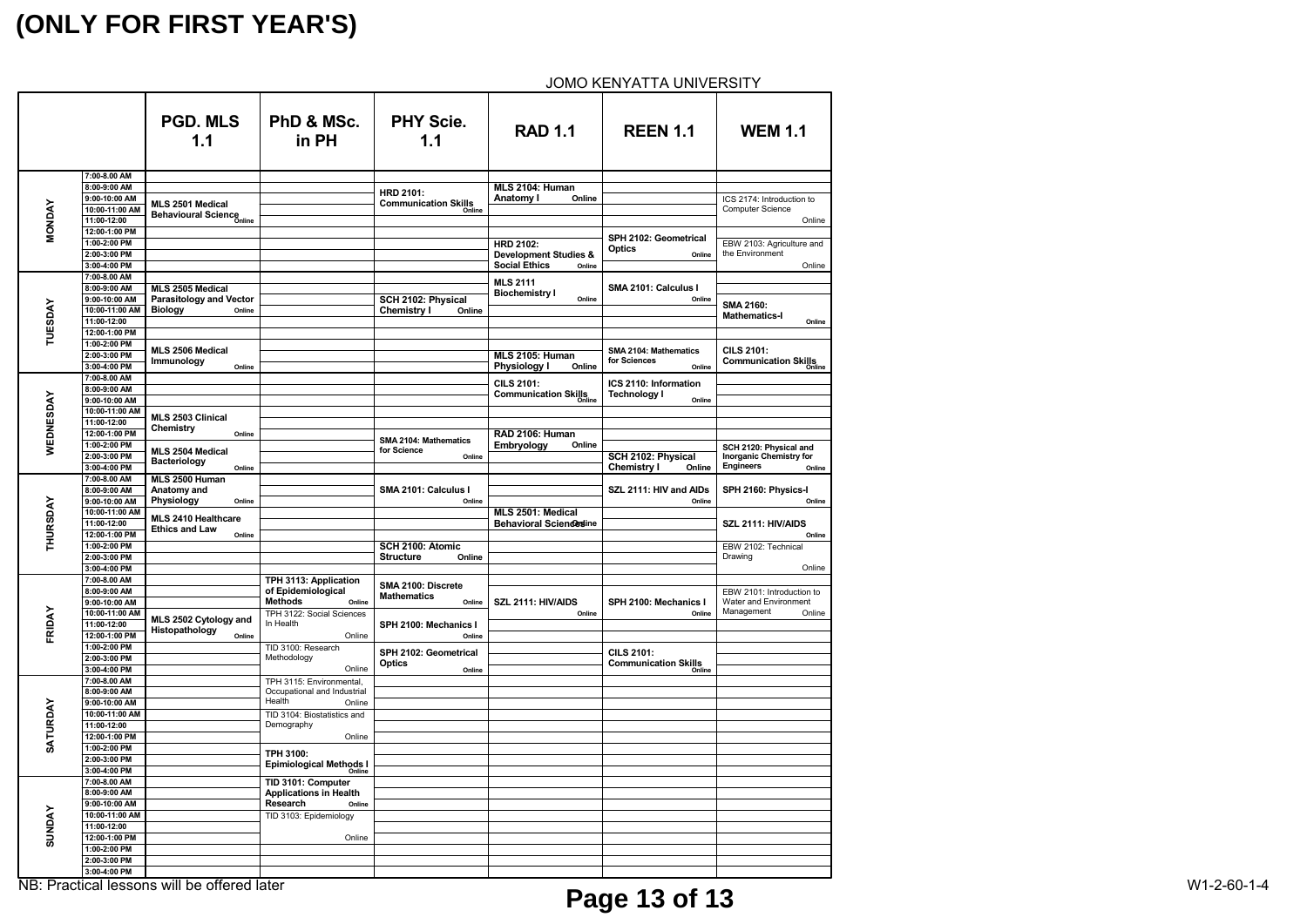# (ONLY FOR FIRST YEAR'S)

JOMO KENYATTA UNIVERSITY

| | | PGD. MLS 1.1 | PhD & MSc. in PH | PHY Scie. 1.1 | RAD 1.1 | REEN 1.1 | WEM 1.1 |
|---|---|---|---|---|---|---|---|
| MONDAY | 7:00-8.00 AM | | | | | | |
| | 8:00-9:00 AM | | | HRD 2101: Communication Skills Online | MLS 2104: Human Anatomy I Online | | |
| | 9:00-10:00 AM | MLS 2501 Medical Behavioural Science Online | | | | | ICS 2174: Introduction to Computer Science Online |
| | 10:00-11:00 AM | | | | | | |
| | 11:00-12:00 | | | | | | |
| | 12:00-1:00 PM | | | | | SPH 2102: Geometrical Optics Online | |
| | 1:00-2:00 PM | | | | HRD 2102: Development Studies & Social Ethics Online | | EBW 2103: Agriculture and the Environment Online |
| | 2:00-3:00 PM | | | | | | |
| | 3:00-4:00 PM | | | | | | |
| TUESDAY | 7:00-8.00 AM | | | | MLS 2111 Biochemistry I Online | SMA 2101: Calculus I Online | |
| | 8:00-9:00 AM | MLS 2505 Medical Parasitology and Vector Biology Online | | | | | |
| | 9:00-10:00 AM | | | SCH 2102: Physical Chemistry I Online | | | SMA 2160: Mathematics-I Online |
| | 10:00-11:00 AM | | | | | | |
| | 11:00-12:00 | | | | | | |
| | 12:00-1:00 PM | | | | | | |
| | 1:00-2:00 PM | MLS 2506 Medical Immunology Online | | | | SMA 2104: Mathematics for Sciences Online | CILS 2101: Communication Skills Online |
| | 2:00-3:00 PM | | | | MLS 2105: Human Physiology I Online | | |
| | 3:00-4:00 PM | | | | | | |
| WEDNESDAY | 7:00-8.00 AM | | | | CILS 2101: Communication Skills Online | ICS 2110: Information Technology I Online | |
| | 8:00-9:00 AM | | | | | | |
| | 9:00-10:00 AM | | | | | | |
| | 10:00-11:00 AM | MLS 2503 Clinical Chemistry Online | | | | | |
| | 11:00-12:00 | | | | | | |
| | 12:00-1:00 PM | | | SMA 2104: Mathematics for Science Online | RAD 2106: Human Embryology Online | | |
| | 1:00-2:00 PM | MLS 2504 Medical Bacteriology Online | | | | | SCH 2120: Physical and Inorganic Chemistry for Engineers Online |
| | 2:00-3:00 PM | | | | | SCH 2102: Physical Chemistry I Online | |
| | 3:00-4:00 PM | | | | | | |
| THURSDAY | 7:00-8.00 AM | MLS 2500 Human Anatomy and Physiology Online | | SMA 2101: Calculus I Online | | SZL 2111: HIV and AIDs Online | SPH 2160: Physics-I Online |
| | 8:00-9:00 AM | | | | | | |
| | 9:00-10:00 AM | | | | | | |
| | 10:00-11:00 AM | MLS 2410 Healthcare Ethics and Law Online | | | MLS 2501: Medical Behavioral Sciences Online | | SZL 2111: HIV/AIDS Online |
| | 11:00-12:00 | | | | | | |
| | 12:00-1:00 PM | | | | | | |
| | 1:00-2:00 PM | | | SCH 2100: Atomic Structure Online | | | EBW 2102: Technical Drawing Online |
| | 2:00-3:00 PM | | | | | | |
| | 3:00-4:00 PM | | | | | | |
| FRIDAY | 7:00-8.00 AM | | TPH 3113: Application of Epidemiological Methods Online | SMA 2100: Discrete Mathematics Online | | | EBW 2101: Introduction to Water and Environment Management Online |
| | 8:00-9:00 AM | | | | SZL 2111: HIV/AIDS Online | SPH 2100: Mechanics I Online | |
| | 9:00-10:00 AM | | | | | | |
| | 10:00-11:00 AM | MLS 2502 Cytology and Histopathology Online | TPH 3122: Social Sciences In Health Online | SPH 2100: Mechanics I Online | | | |
| | 11:00-12:00 | | | | | | |
| | 12:00-1:00 PM | | | | | | |
| | 1:00-2:00 PM | | TID 3100: Research Methodology Online | SPH 2102: Geometrical Optics Online | | CILS 2101: Communication Skills Online | |
| | 2:00-3:00 PM | | | | | | |
| | 3:00-4:00 PM | | | | | | |
| SATURDAY | 7:00-8.00 AM | | TPH 3115: Environmental, Occupational and Industrial Health Online | | | | |
| | 8:00-9:00 AM | | | | | | |
| | 9:00-10:00 AM | | | | | | |
| | 10:00-11:00 AM | | TID 3104: Biostatistics and Demography Online | | | | |
| | 11:00-12:00 | | | | | | |
| | 12:00-1:00 PM | | | | | | |
| | 1:00-2:00 PM | | TPH 3100: Epimiological Methods I Online | | | | |
| | 2:00-3:00 PM | | | | | | |
| | 3:00-4:00 PM | | | | | | |
| SUNDAY | 7:00-8.00 AM | | TID 3101: Computer Applications in Health Research Online | | | | |
| | 8:00-9:00 AM | | | | | | |
| | 9:00-10:00 AM | | | | | | |
| | 10:00-11:00 AM | | TID 3103: Epidemiology Online | | | | |
| | 11:00-12:00 | | | | | | |
| | 12:00-1:00 PM | | | | | | |
| | 1:00-2:00 PM | | | | | | |
| | 2:00-3:00 PM | | | | | | |
| | 3:00-4:00 PM | | | | | | |

NB: Practical lessons will be offered later

W1-2-60-1-4